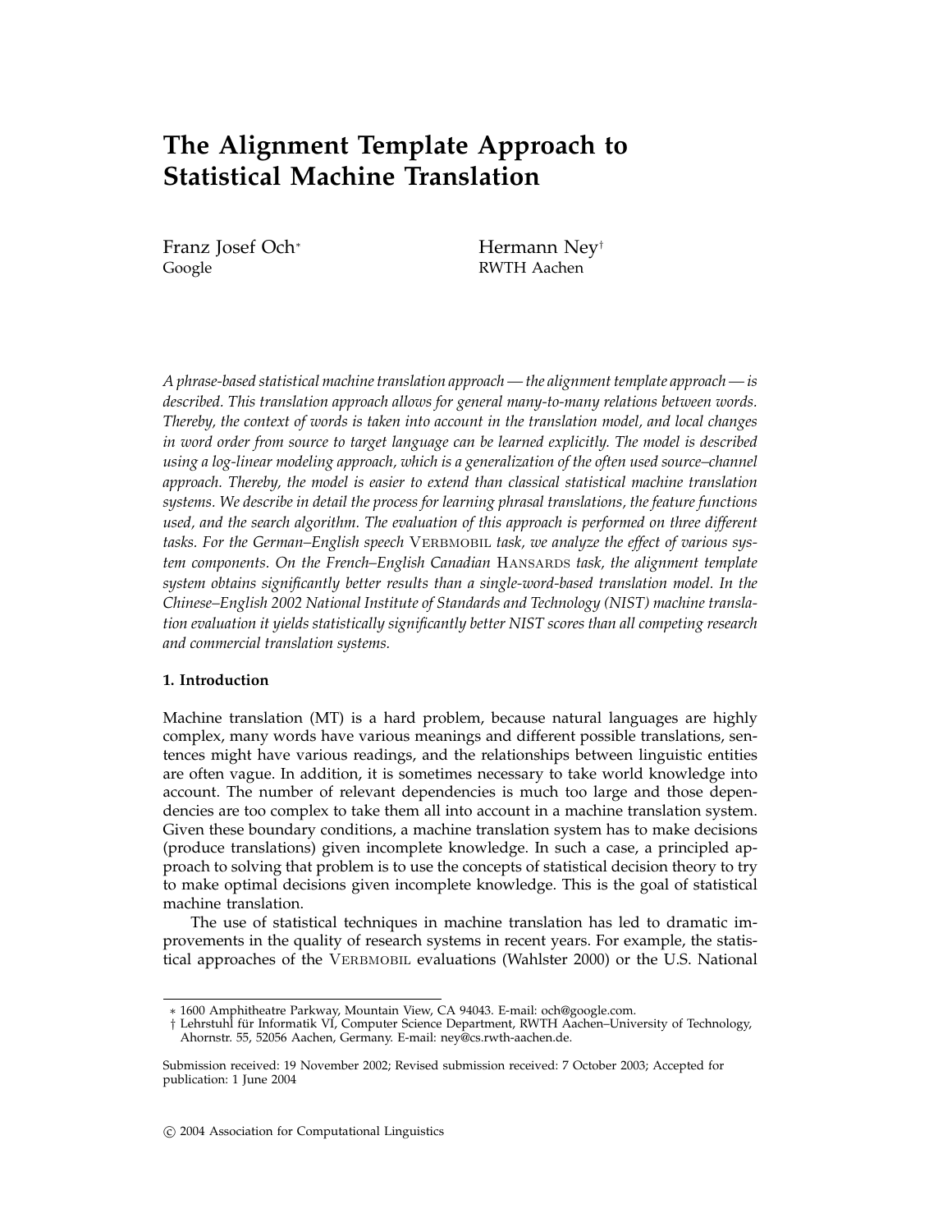# The Alignment Template Approach to Statistical Machine Translation

Franz Josef Och*
Google

Hermann Ney†
RWTH Aachen

*A phrase-based statistical machine translation approach — the alignment template approach — is described. This translation approach allows for general many-to-many relations between words. Thereby, the context of words is taken into account in the translation model, and local changes in word order from source to target language can be learned explicitly. The model is described using a log-linear modeling approach, which is a generalization of the often used source–channel approach. Thereby, the model is easier to extend than classical statistical machine translation systems. We describe in detail the process for learning phrasal translations, the feature functions used, and the search algorithm. The evaluation of this approach is performed on three different tasks. For the German–English speech* VERBMOBIL *task, we analyze the effect of various system components. On the French–English Canadian* HANSARDS *task, the alignment template system obtains significantly better results than a single-word-based translation model. In the Chinese–English 2002 National Institute of Standards and Technology (NIST) machine translation evaluation it yields statistically significantly better NIST scores than all competing research and commercial translation systems.*

## 1. Introduction

Machine translation (MT) is a hard problem, because natural languages are highly complex, many words have various meanings and different possible translations, sentences might have various readings, and the relationships between linguistic entities are often vague. In addition, it is sometimes necessary to take world knowledge into account. The number of relevant dependencies is much too large and those dependencies are too complex to take them all into account in a machine translation system. Given these boundary conditions, a machine translation system has to make decisions (produce translations) given incomplete knowledge. In such a case, a principled approach to solving that problem is to use the concepts of statistical decision theory to try to make optimal decisions given incomplete knowledge. This is the goal of statistical machine translation.

The use of statistical techniques in machine translation has led to dramatic improvements in the quality of research systems in recent years. For example, the statistical approaches of the VERBMOBIL evaluations (Wahlster 2000) or the U.S. National

---

* 1600 Amphitheatre Parkway, Mountain View, CA 94043. E-mail: och@google.com.

† Lehrstuhl für Informatik VI, Computer Science Department, RWTH Aachen–University of Technology, Ahornstr. 55, 52056 Aachen, Germany. E-mail: ney@cs.rwth-aachen.de.

Submission received: 19 November 2002; Revised submission received: 7 October 2003; Accepted for publication: 1 June 2004

© 2004 Association for Computational Linguistics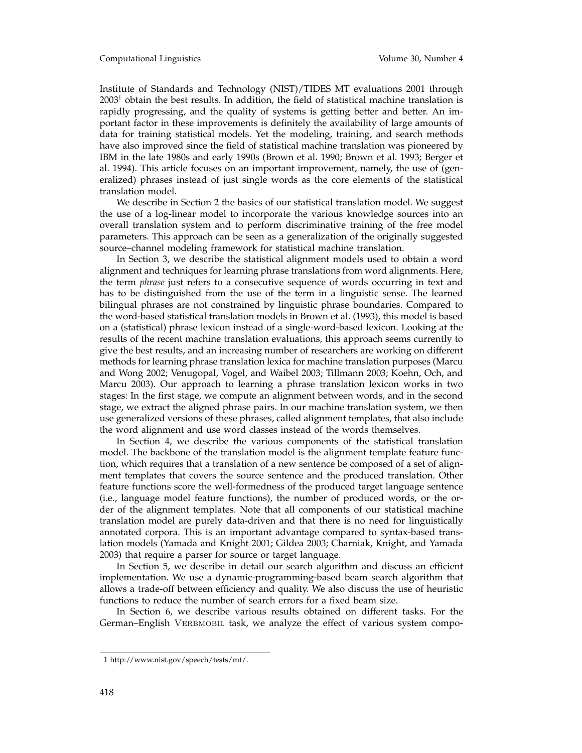Institute of Standards and Technology (NIST)/TIDES MT evaluations 2001 through 2003[1] obtain the best results. In addition, the field of statistical machine translation is rapidly progressing, and the quality of systems is getting better and better. An important factor in these improvements is definitely the availability of large amounts of data for training statistical models. Yet the modeling, training, and search methods have also improved since the field of statistical machine translation was pioneered by IBM in the late 1980s and early 1990s (Brown et al. 1990; Brown et al. 1993; Berger et al. 1994). This article focuses on an important improvement, namely, the use of (generalized) phrases instead of just single words as the core elements of the statistical translation model.

We describe in Section 2 the basics of our statistical translation model. We suggest the use of a log-linear model to incorporate the various knowledge sources into an overall translation system and to perform discriminative training of the free model parameters. This approach can be seen as a generalization of the originally suggested source–channel modeling framework for statistical machine translation.

In Section 3, we describe the statistical alignment models used to obtain a word alignment and techniques for learning phrase translations from word alignments. Here, the term *phrase* just refers to a consecutive sequence of words occurring in text and has to be distinguished from the use of the term in a linguistic sense. The learned bilingual phrases are not constrained by linguistic phrase boundaries. Compared to the word-based statistical translation models in Brown et al. (1993), this model is based on a (statistical) phrase lexicon instead of a single-word-based lexicon. Looking at the results of the recent machine translation evaluations, this approach seems currently to give the best results, and an increasing number of researchers are working on different methods for learning phrase translation lexica for machine translation purposes (Marcu and Wong 2002; Venugopal, Vogel, and Waibel 2003; Tillmann 2003; Koehn, Och, and Marcu 2003). Our approach to learning a phrase translation lexicon works in two stages: In the first stage, we compute an alignment between words, and in the second stage, we extract the aligned phrase pairs. In our machine translation system, we then use generalized versions of these phrases, called alignment templates, that also include the word alignment and use word classes instead of the words themselves.

In Section 4, we describe the various components of the statistical translation model. The backbone of the translation model is the alignment template feature function, which requires that a translation of a new sentence be composed of a set of alignment templates that covers the source sentence and the produced translation. Other feature functions score the well-formedness of the produced target language sentence (i.e., language model feature functions), the number of produced words, or the order of the alignment templates. Note that all components of our statistical machine translation model are purely data-driven and that there is no need for linguistically annotated corpora. This is an important advantage compared to syntax-based translation models (Yamada and Knight 2001; Gildea 2003; Charniak, Knight, and Yamada 2003) that require a parser for source or target language.

In Section 5, we describe in detail our search algorithm and discuss an efficient implementation. We use a dynamic-programming-based beam search algorithm that allows a trade-off between efficiency and quality. We also discuss the use of heuristic functions to reduce the number of search errors for a fixed beam size.

In Section 6, we describe various results obtained on different tasks. For the German–English VERBMOBIL task, we analyze the effect of various system compo-

[1] http://www.nist.gov/speech/tests/mt/.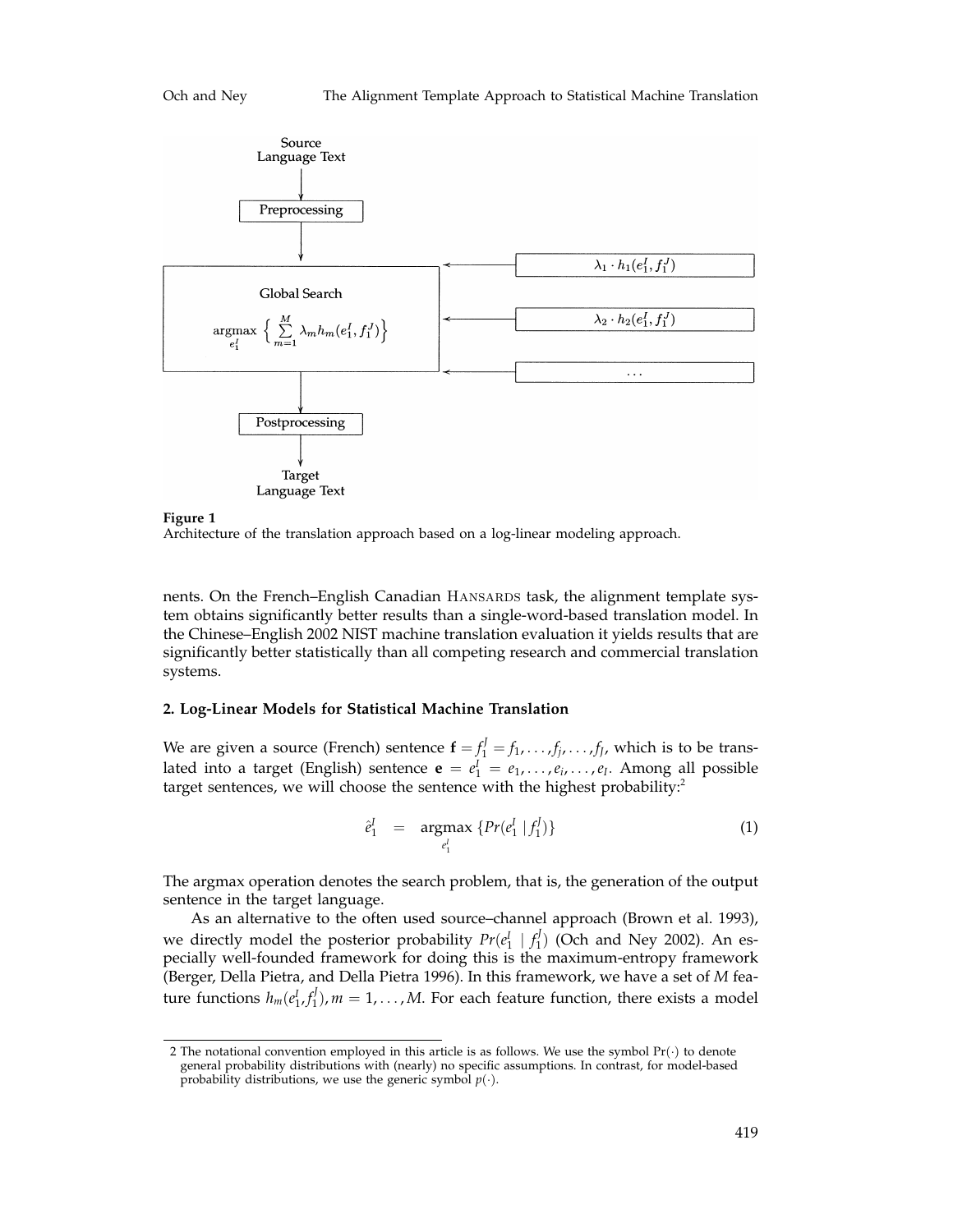**Figure 1**
Architecture of the translation approach based on a log-linear modeling approach.

nents. On the French–English Canadian Hansards task, the alignment template system obtains significantly better results than a single-word-based translation model. In the Chinese–English 2002 NIST machine translation evaluation it yields results that are significantly better statistically than all competing research and commercial translation systems.

## 2. Log-Linear Models for Statistical Machine Translation

We are given a source (French) sentence $\mathbf{f} = f_1^J = f_1, \ldots, f_j, \ldots, f_J$, which is to be translated into a target (English) sentence $\mathbf{e} = e_1^I = e_1, \ldots, e_i, \ldots, e_I$. Among all possible target sentences, we will choose the sentence with the highest probability:[2]

$$\hat{e}_1^I \quad = \quad \underset{e_1^I}{\operatorname{argmax}} \, \{Pr(e_1^I \mid f_1^J)\} \tag{1}$$

The argmax operation denotes the search problem, that is, the generation of the output sentence in the target language.

As an alternative to the often used source–channel approach (Brown et al. 1993), we directly model the posterior probability $Pr(e_1^I \mid f_1^J)$ (Och and Ney 2002). An especially well-founded framework for doing this is the maximum-entropy framework (Berger, Della Pietra, and Della Pietra 1996). In this framework, we have a set of $M$ feature functions $h_m(e_1^I, f_1^J), m = 1, \ldots, M$. For each feature function, there exists a model

---

2 The notational convention employed in this article is as follows. We use the symbol $\Pr(\cdot)$ to denote general probability distributions with (nearly) no specific assumptions. In contrast, for model-based probability distributions, we use the generic symbol $p(\cdot)$.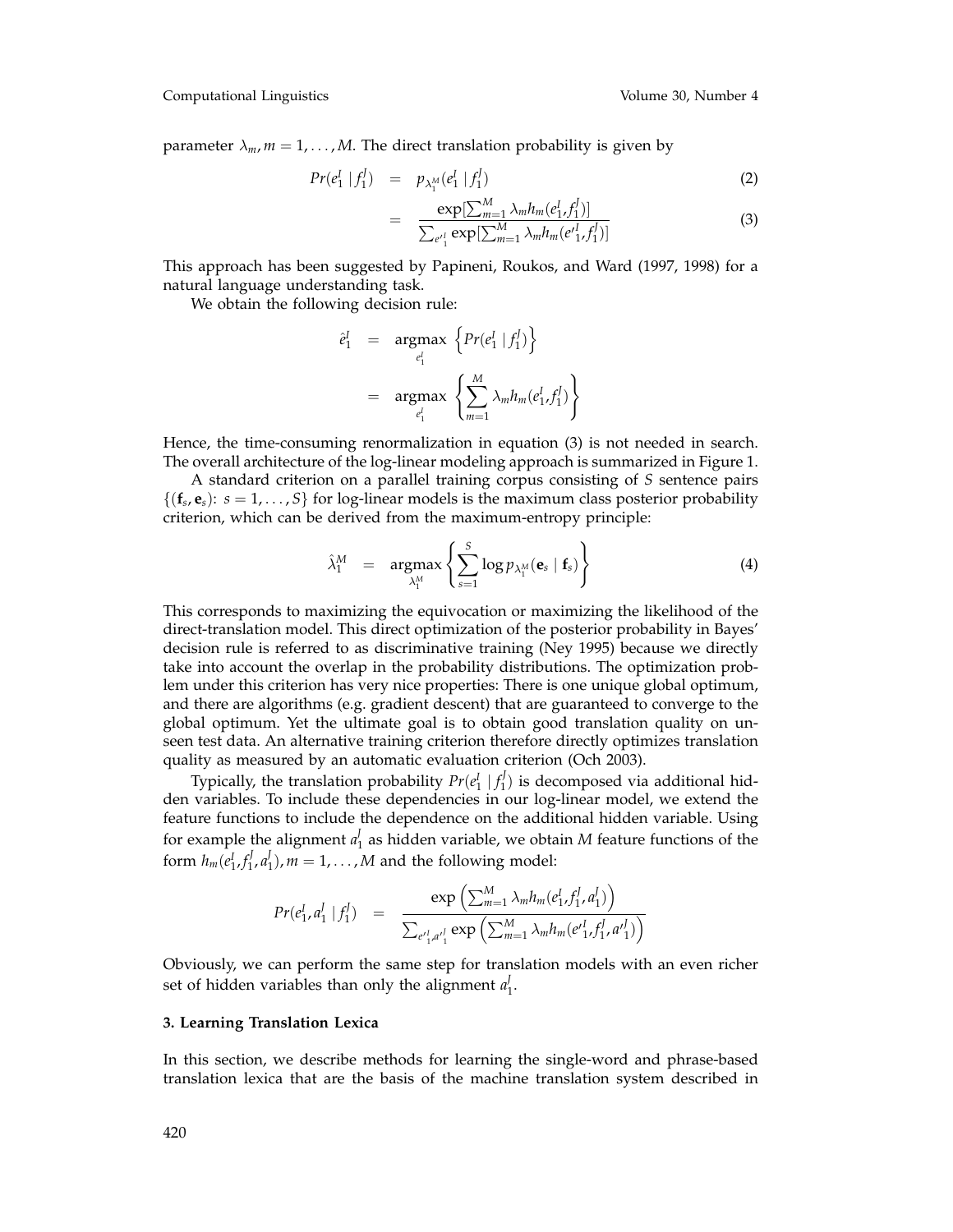parameter $\lambda_m, m = 1, \ldots, M$. The direct translation probability is given by

$$Pr(e_1^I \mid f_1^J) = p_{\lambda_1^M}(e_1^I \mid f_1^J) \tag{2}$$

$$= \frac{\exp[\sum_{m=1}^{M} \lambda_m h_m(e_1^I, f_1^J)]}{\sum_{e'^I_1} \exp[\sum_{m=1}^{M} \lambda_m h_m(e'^I_1, f_1^J)]} \tag{3}$$

This approach has been suggested by Papineni, Roukos, and Ward (1997, 1998) for a natural language understanding task.

We obtain the following decision rule:

$$\hat{e}_1^I = \operatorname*{argmax}_{e_1^I} \left\{ Pr(e_1^I \mid f_1^J) \right\}$$

$$= \operatorname*{argmax}_{e_1^I} \left\{ \sum_{m=1}^{M} \lambda_m h_m(e_1^I, f_1^J) \right\}$$

Hence, the time-consuming renormalization in equation (3) is not needed in search. The overall architecture of the log-linear modeling approach is summarized in Figure 1.

A standard criterion on a parallel training corpus consisting of $S$ sentence pairs $\{(\mathbf{f}_s, \mathbf{e}_s)\colon s = 1, \ldots, S\}$ for log-linear models is the maximum class posterior probability criterion, which can be derived from the maximum-entropy principle:

$$\hat{\lambda}_1^M = \operatorname*{argmax}_{\lambda_1^M} \left\{ \sum_{s=1}^{S} \log p_{\lambda_1^M}(\mathbf{e}_s \mid \mathbf{f}_s) \right\} \tag{4}$$

This corresponds to maximizing the equivocation or maximizing the likelihood of the direct-translation model. This direct optimization of the posterior probability in Bayes' decision rule is referred to as discriminative training (Ney 1995) because we directly take into account the overlap in the probability distributions. The optimization problem under this criterion has very nice properties: There is one unique global optimum, and there are algorithms (e.g. gradient descent) that are guaranteed to converge to the global optimum. Yet the ultimate goal is to obtain good translation quality on unseen test data. An alternative training criterion therefore directly optimizes translation quality as measured by an automatic evaluation criterion (Och 2003).

Typically, the translation probability $Pr(e_1^I \mid f_1^J)$ is decomposed via additional hidden variables. To include these dependencies in our log-linear model, we extend the feature functions to include the dependence on the additional hidden variable. Using for example the alignment $a_1^J$ as hidden variable, we obtain $M$ feature functions of the form $h_m(e_1^I, f_1^J, a_1^J), m = 1, \ldots, M$ and the following model:

$$Pr(e_1^I, a_1^J \mid f_1^J) = \frac{\exp\left(\sum_{m=1}^{M} \lambda_m h_m(e_1^I, f_1^J, a_1^J)\right)}{\sum_{e'^I_1, a'^J_1} \exp\left(\sum_{m=1}^{M} \lambda_m h_m(e'^I_1, f_1^J, a'^J_1)\right)}$$

Obviously, we can perform the same step for translation models with an even richer set of hidden variables than only the alignment $a_1^J$.

### 3. Learning Translation Lexica

In this section, we describe methods for learning the single-word and phrase-based translation lexica that are the basis of the machine translation system described in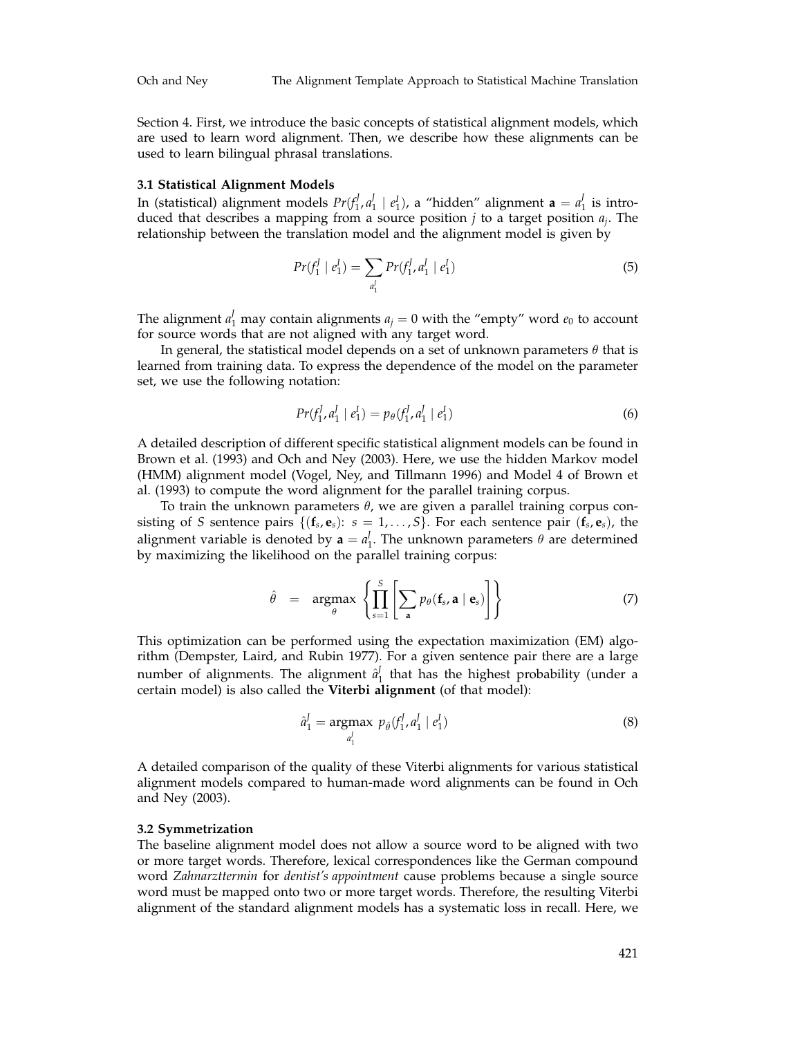Section 4. First, we introduce the basic concepts of statistical alignment models, which are used to learn word alignment. Then, we describe how these alignments can be used to learn bilingual phrasal translations.

### 3.1 Statistical Alignment Models

In (statistical) alignment models $Pr(f_1^J, a_1^J \mid e_1^I)$, a "hidden" alignment $\mathbf{a} = a_1^J$ is introduced that describes a mapping from a source position $j$ to a target position $a_j$. The relationship between the translation model and the alignment model is given by

$$Pr(f_1^J \mid e_1^I) = \sum_{a_1^J} Pr(f_1^J, a_1^J \mid e_1^I) \tag{5}$$

The alignment $a_1^J$ may contain alignments $a_j = 0$ with the "empty" word $e_0$ to account for source words that are not aligned with any target word.

In general, the statistical model depends on a set of unknown parameters $\theta$ that is learned from training data. To express the dependence of the model on the parameter set, we use the following notation:

$$Pr(f_1^J, a_1^J \mid e_1^I) = p_\theta(f_1^J, a_1^J \mid e_1^I) \tag{6}$$

A detailed description of different specific statistical alignment models can be found in Brown et al. (1993) and Och and Ney (2003). Here, we use the hidden Markov model (HMM) alignment model (Vogel, Ney, and Tillmann 1996) and Model 4 of Brown et al. (1993) to compute the word alignment for the parallel training corpus.

To train the unknown parameters $\theta$, we are given a parallel training corpus consisting of $S$ sentence pairs $\{(\mathbf{f}_s, \mathbf{e}_s) \colon s = 1, \ldots, S\}$. For each sentence pair $(\mathbf{f}_s, \mathbf{e}_s)$, the alignment variable is denoted by $\mathbf{a} = a_1^J$. The unknown parameters $\theta$ are determined by maximizing the likelihood on the parallel training corpus:

$$\hat{\theta} = \operatorname*{argmax}_{\theta} \left\{ \prod_{s=1}^{S} \left[ \sum_{\mathbf{a}} p_\theta(\mathbf{f}_s, \mathbf{a} \mid \mathbf{e}_s) \right] \right\} \tag{7}$$

This optimization can be performed using the expectation maximization (EM) algorithm (Dempster, Laird, and Rubin 1977). For a given sentence pair there are a large number of alignments. The alignment $\hat{a}_1^J$ that has the highest probability (under a certain model) is also called the **Viterbi alignment** (of that model):

$$\hat{a}_1^J = \operatorname*{argmax}_{a_1^J} \; p_{\hat{\theta}}(f_1^J, a_1^J \mid e_1^I) \tag{8}$$

A detailed comparison of the quality of these Viterbi alignments for various statistical alignment models compared to human-made word alignments can be found in Och and Ney (2003).

### 3.2 Symmetrization

The baseline alignment model does not allow a source word to be aligned with two or more target words. Therefore, lexical correspondences like the German compound word *Zahnarzttermin* for *dentist's appointment* cause problems because a single source word must be mapped onto two or more target words. Therefore, the resulting Viterbi alignment of the standard alignment models has a systematic loss in recall. Here, we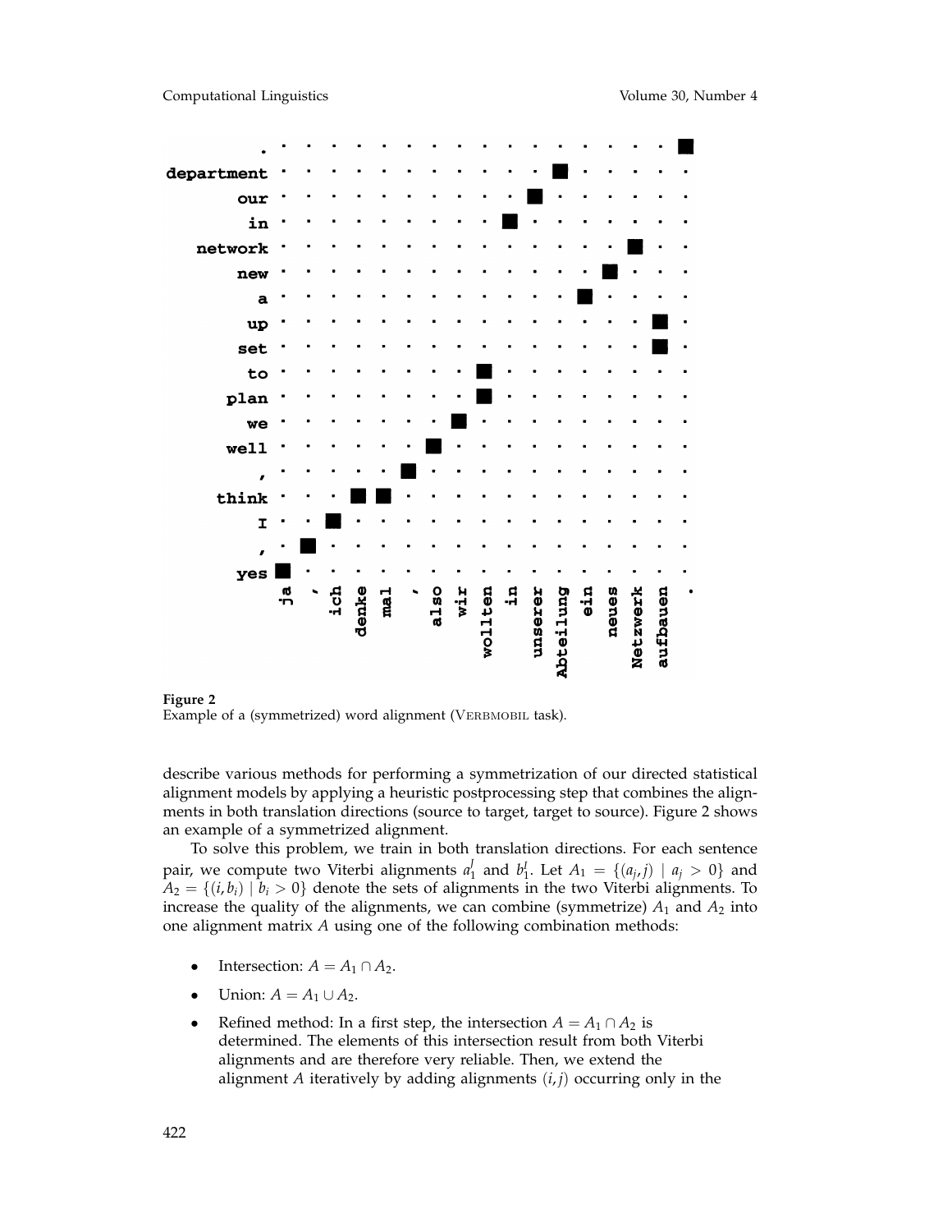**Figure 2**
Example of a (symmetrized) word alignment (VERBMOBIL task).

describe various methods for performing a symmetrization of our directed statistical alignment models by applying a heuristic postprocessing step that combines the alignments in both translation directions (source to target, target to source). Figure 2 shows an example of a symmetrized alignment.

To solve this problem, we train in both translation directions. For each sentence pair, we compute two Viterbi alignments $a_1^J$ and $b_1^I$. Let $A_1 = \{(a_j, j) \mid a_j > 0\}$ and $A_2 = \{(i, b_i) \mid b_i > 0\}$ denote the sets of alignments in the two Viterbi alignments. To increase the quality of the alignments, we can combine (symmetrize) $A_1$ and $A_2$ into one alignment matrix $A$ using one of the following combination methods:

- Intersection: $A = A_1 \cap A_2$.
- Union: $A = A_1 \cup A_2$.
- Refined method: In a first step, the intersection $A = A_1 \cap A_2$ is determined. The elements of this intersection result from both Viterbi alignments and are therefore very reliable. Then, we extend the alignment $A$ iteratively by adding alignments $(i, j)$ occurring only in the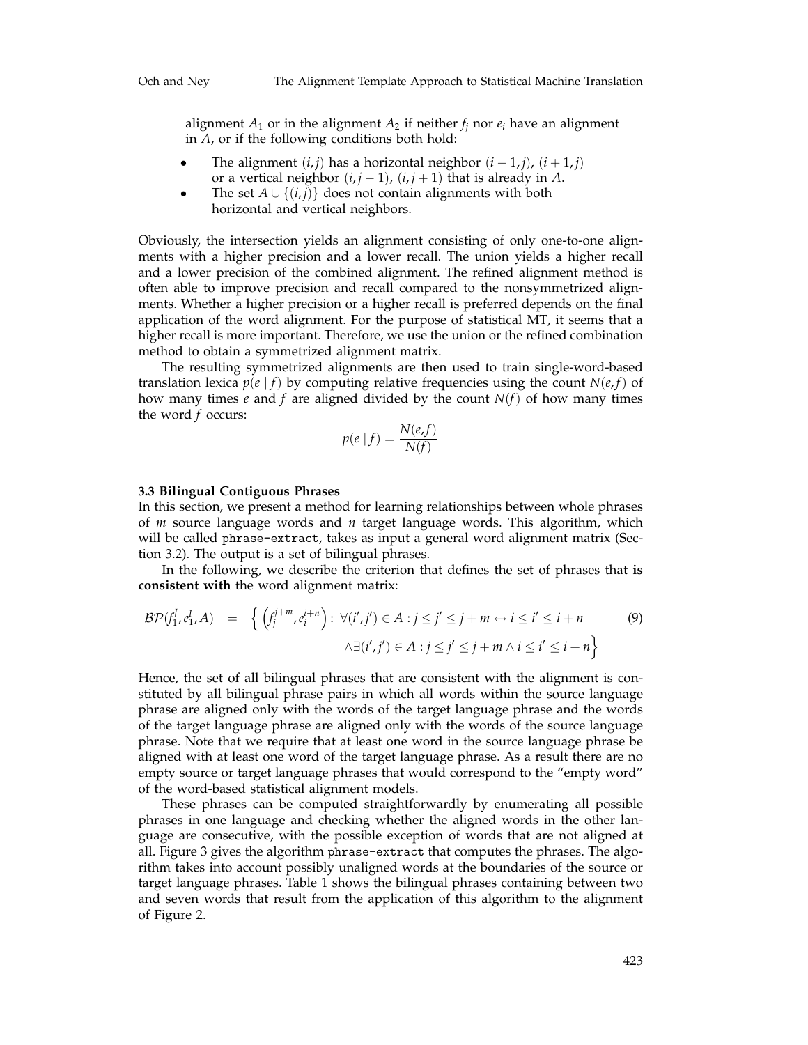alignment $A_1$ or in the alignment $A_2$ if neither $f_j$ nor $e_i$ have an alignment in $A$, or if the following conditions both hold:

- The alignment $(i,j)$ has a horizontal neighbor $(i-1,j)$, $(i+1,j)$ or a vertical neighbor $(i,j-1)$, $(i,j+1)$ that is already in $A$.
- The set $A \cup \{(i,j)\}$ does not contain alignments with both horizontal and vertical neighbors.

Obviously, the intersection yields an alignment consisting of only one-to-one alignments with a higher precision and a lower recall. The union yields a higher recall and a lower precision of the combined alignment. The refined alignment method is often able to improve precision and recall compared to the nonsymmetrized alignments. Whether a higher precision or a higher recall is preferred depends on the final application of the word alignment. For the purpose of statistical MT, it seems that a higher recall is more important. Therefore, we use the union or the refined combination method to obtain a symmetrized alignment matrix.

The resulting symmetrized alignments are then used to train single-word-based translation lexica $p(e \mid f)$ by computing relative frequencies using the count $N(e,f)$ of how many times $e$ and $f$ are aligned divided by the count $N(f)$ of how many times the word $f$ occurs:

$$p(e \mid f) = \frac{N(e,f)}{N(f)}$$

### 3.3 Bilingual Contiguous Phrases

In this section, we present a method for learning relationships between whole phrases of $m$ source language words and $n$ target language words. This algorithm, which will be called `phrase-extract`, takes as input a general word alignment matrix (Section 3.2). The output is a set of bilingual phrases.

In the following, we describe the criterion that defines the set of phrases that **is consistent with** the word alignment matrix:

$$\begin{aligned} \mathcal{BP}(f_1^J, e_1^I, A) \quad = \quad \Big\{ \left(f_j^{j+m}, e_i^{i+n}\right) : \; & \forall (i', j') \in A : j \leq j' \leq j+m \leftrightarrow i \leq i' \leq i+n \\ & \wedge \exists (i', j') \in A : j \leq j' \leq j+m \wedge i \leq i' \leq i+n \Big\} \end{aligned} \tag{9}$$

Hence, the set of all bilingual phrases that are consistent with the alignment is constituted by all bilingual phrase pairs in which all words within the source language phrase are aligned only with the words of the target language phrase and the words of the target language phrase are aligned only with the words of the source language phrase. Note that we require that at least one word in the source language phrase be aligned with at least one word of the target language phrase. As a result there are no empty source or target language phrases that would correspond to the "empty word" of the word-based statistical alignment models.

These phrases can be computed straightforwardly by enumerating all possible phrases in one language and checking whether the aligned words in the other language are consecutive, with the possible exception of words that are not aligned at all. Figure 3 gives the algorithm `phrase-extract` that computes the phrases. The algorithm takes into account possibly unaligned words at the boundaries of the source or target language phrases. Table 1 shows the bilingual phrases containing between two and seven words that result from the application of this algorithm to the alignment of Figure 2.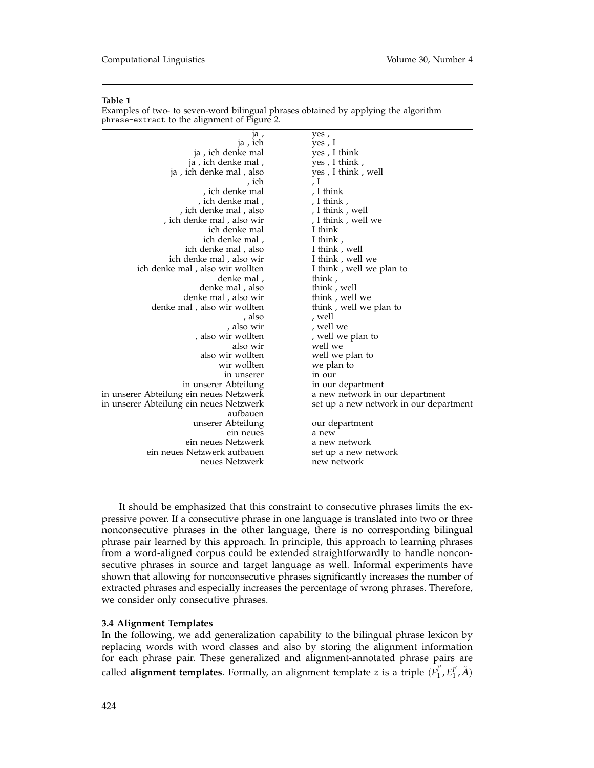**Table 1**
Examples of two- to seven-word bilingual phrases obtained by applying the algorithm `phrase-extract` to the alignment of Figure 2.

| | |
|---|---|
| ja , | yes , |
| ja , ich | yes , I |
| ja , ich denke mal | yes , I think |
| ja , ich denke mal , | yes , I think , |
| ja , ich denke mal , also | yes , I think , well |
| , ich | , I |
| , ich denke mal | , I think |
| , ich denke mal , | , I think , |
| , ich denke mal , also | , I think , well |
| , ich denke mal , also wir | , I think , well we |
| ich denke mal | I think |
| ich denke mal , | I think , |
| ich denke mal , also | I think , well |
| ich denke mal , also wir | I think , well we |
| ich denke mal , also wir wollten | I think , well we plan to |
| denke mal , | think , |
| denke mal , also | think , well |
| denke mal , also wir | think , well we |
| denke mal , also wir wollten | think , well we plan to |
| , also | , well |
| , also wir | , well we |
| , also wir wollten | , well we plan to |
| also wir | well we |
| also wir wollten | well we plan to |
| wir wollten | we plan to |
| in unserer | in our |
| in unserer Abteilung | in our department |
| in unserer Abteilung ein neues Netzwerk | a new network in our department |
| in unserer Abteilung ein neues Netzwerk aufbauen | set up a new network in our department |
| unserer Abteilung | our department |
| ein neues | a new |
| ein neues Netzwerk | a new network |
| ein neues Netzwerk aufbauen | set up a new network |
| neues Netzwerk | new network |

It should be emphasized that this constraint to consecutive phrases limits the expressive power. If a consecutive phrase in one language is translated into two or three nonconsecutive phrases in the other language, there is no corresponding bilingual phrase pair learned by this approach. In principle, this approach to learning phrases from a word-aligned corpus could be extended straightforwardly to handle nonconsecutive phrases in source and target language as well. Informal experiments have shown that allowing for nonconsecutive phrases significantly increases the number of extracted phrases and especially increases the percentage of wrong phrases. Therefore, we consider only consecutive phrases.

### 3.4 Alignment Templates

In the following, we add generalization capability to the bilingual phrase lexicon by replacing words with word classes and also by storing the alignment information for each phrase pair. These generalized and alignment-annotated phrase pairs are called **alignment templates**. Formally, an alignment template $z$ is a triple $(F_1^{J'}, E_1^{I'}, \tilde{A})$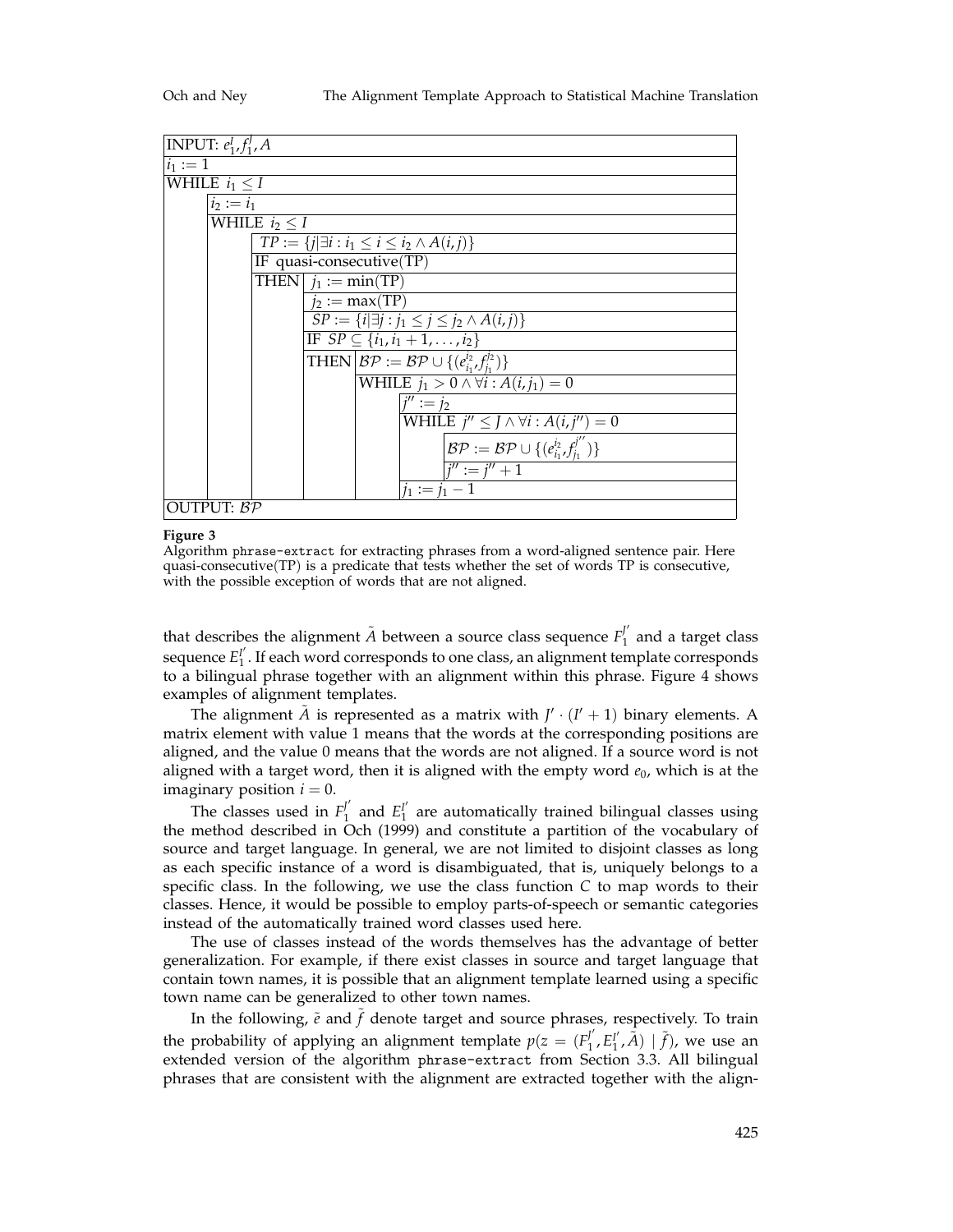```
INPUT: e_1^I, f_1^J, A
i1 := 1
WHILE i1 ≤ I
    i2 := i1
    WHILE i2 ≤ I
        TP := {j | ∃i : i1 ≤ i ≤ i2 ∧ A(i, j)}
        IF quasi-consecutive(TP)
        THEN j1 := min(TP)
             j2 := max(TP)
             SP := {i | ∃j : j1 ≤ j ≤ j2 ∧ A(i, j)}
             IF SP ⊆ {i1, i1 + 1, ..., i2}
             THEN BP := BP ∪ {(e_{i1}^{i2}, f_{j1}^{j2})}
                  WHILE j1 > 0 ∧ ∀i : A(i, j1) = 0
                      j'' := j2
                      WHILE j'' ≤ J ∧ ∀i : A(i, j'') = 0
                          BP := BP ∪ {(e_{i1}^{i2}, f_{j1}^{j''})}
                          j'' := j'' + 1
                      j1 := j1 − 1
OUTPUT: BP
```

**Figure 3**

Algorithm phrase-extract for extracting phrases from a word-aligned sentence pair. Here quasi-consecutive(TP) is a predicate that tests whether the set of words TP is consecutive, with the possible exception of words that are not aligned.

that describes the alignment $\tilde{A}$ between a source class sequence $F_1^{J'}$ and a target class sequence $E_1^{I'}$. If each word corresponds to one class, an alignment template corresponds to a bilingual phrase together with an alignment within this phrase. Figure 4 shows examples of alignment templates.

The alignment $\tilde{A}$ is represented as a matrix with $J' \cdot (I' + 1)$ binary elements. A matrix element with value 1 means that the words at the corresponding positions are aligned, and the value 0 means that the words are not aligned. If a source word is not aligned with a target word, then it is aligned with the empty word $e_0$, which is at the imaginary position $i = 0$.

The classes used in $F_1^{J'}$ and $E_1^{I'}$ are automatically trained bilingual classes using the method described in Och (1999) and constitute a partition of the vocabulary of source and target language. In general, we are not limited to disjoint classes as long as each specific instance of a word is disambiguated, that is, uniquely belongs to a specific class. In the following, we use the class function $C$ to map words to their classes. Hence, it would be possible to employ parts-of-speech or semantic categories instead of the automatically trained word classes used here.

The use of classes instead of the words themselves has the advantage of better generalization. For example, if there exist classes in source and target language that contain town names, it is possible that an alignment template learned using a specific town name can be generalized to other town names.

In the following, $\tilde{e}$ and $\tilde{f}$ denote target and source phrases, respectively. To train the probability of applying an alignment template $p(z = (F_1^{J'}, E_1^{I'}, \tilde{A}) \mid \tilde{f})$, we use an extended version of the algorithm phrase-extract from Section 3.3. All bilingual phrases that are consistent with the alignment are extracted together with the align-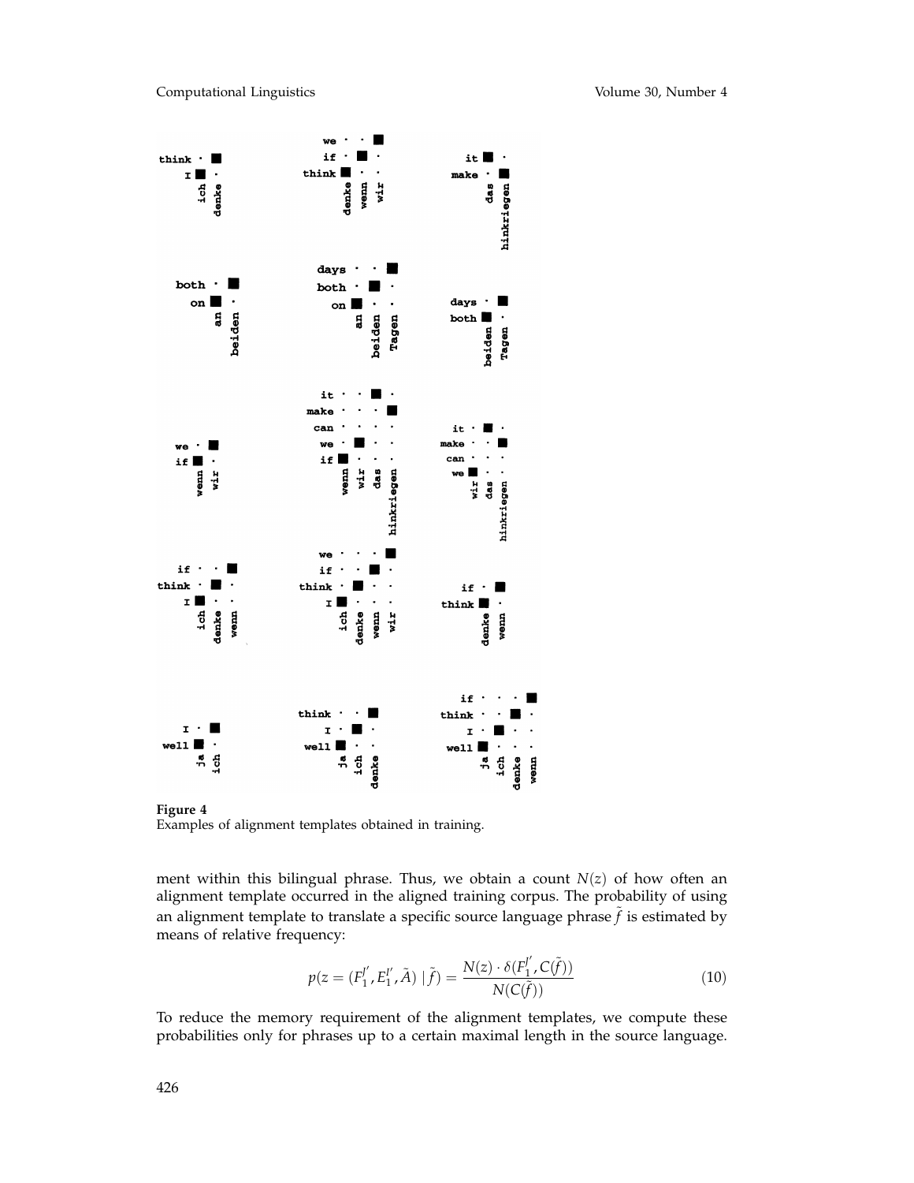**Figure 4**
Examples of alignment templates obtained in training.

ment within this bilingual phrase. Thus, we obtain a count $N(z)$ of how often an alignment template occurred in the aligned training corpus. The probability of using an alignment template to translate a specific source language phrase $\tilde{f}$ is estimated by means of relative frequency:

$$p(z = (F_1^{J'}, E_1^{I'}, \tilde{A}) \mid \tilde{f}) = \frac{N(z) \cdot \delta(F_1^{J'}, C(\tilde{f}))}{N(C(\tilde{f}))} \tag{10}$$

To reduce the memory requirement of the alignment templates, we compute these probabilities only for phrases up to a certain maximal length in the source language.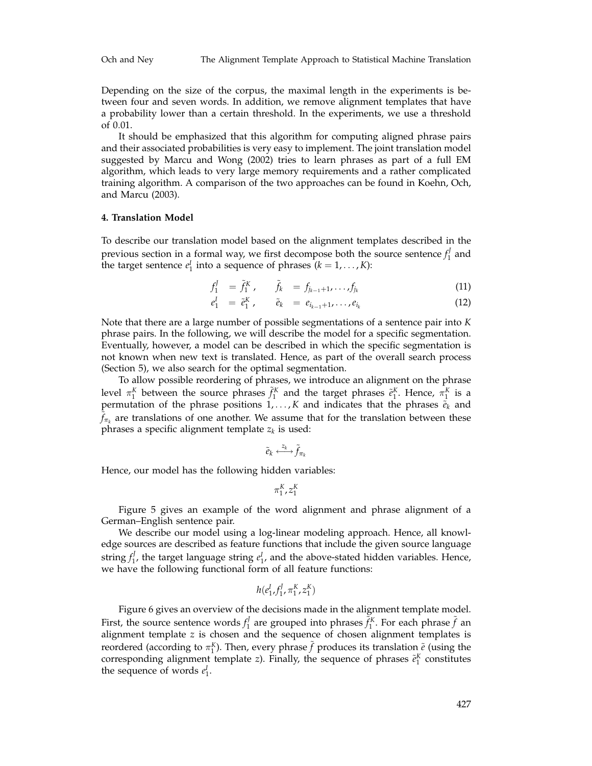Depending on the size of the corpus, the maximal length in the experiments is between four and seven words. In addition, we remove alignment templates that have a probability lower than a certain threshold. In the experiments, we use a threshold of 0.01.

It should be emphasized that this algorithm for computing aligned phrase pairs and their associated probabilities is very easy to implement. The joint translation model suggested by Marcu and Wong (2002) tries to learn phrases as part of a full EM algorithm, which leads to very large memory requirements and a rather complicated training algorithm. A comparison of the two approaches can be found in Koehn, Och, and Marcu (2003).

**4. Translation Model**

To describe our translation model based on the alignment templates described in the previous section in a formal way, we first decompose both the source sentence $f_1^J$ and the target sentence $e_1^I$ into a sequence of phrases ($k = 1, \ldots, K$):

$$f_1^J = \tilde{f}_1^K, \qquad \tilde{f}_k = f_{j_{k-1}+1}, \ldots, f_{j_k} \tag{11}$$

$$e_1^I = \tilde{e}_1^K, \qquad \tilde{e}_k = e_{i_{k-1}+1}, \ldots, e_{i_k} \tag{12}$$

Note that there are a large number of possible segmentations of a sentence pair into $K$ phrase pairs. In the following, we will describe the model for a specific segmentation. Eventually, however, a model can be described in which the specific segmentation is not known when new text is translated. Hence, as part of the overall search process (Section 5), we also search for the optimal segmentation.

To allow possible reordering of phrases, we introduce an alignment on the phrase level $\pi_1^K$ between the source phrases $\tilde{f}_1^K$ and the target phrases $\tilde{e}_1^K$. Hence, $\pi_1^K$ is a permutation of the phrase positions $1, \ldots, K$ and indicates that the phrases $\tilde{e}_k$ and $\tilde{f}_{\pi_k}$ are translations of one another. We assume that for the translation between these phrases a specific alignment template $z_k$ is used:

$$\tilde{e}_k \stackrel{z_k}{\longleftrightarrow} \tilde{f}_{\pi_k}$$

Hence, our model has the following hidden variables:

$$\pi_1^K, z_1^K$$

Figure 5 gives an example of the word alignment and phrase alignment of a German–English sentence pair.

We describe our model using a log-linear modeling approach. Hence, all knowledge sources are described as feature functions that include the given source language string $f_1^J$, the target language string $e_1^I$, and the above-stated hidden variables. Hence, we have the following functional form of all feature functions:

$$h(e_1^I, f_1^J, \pi_1^K, z_1^K)$$

Figure 6 gives an overview of the decisions made in the alignment template model. First, the source sentence words $f_1^J$ are grouped into phrases $\tilde{f}_1^K$. For each phrase $\tilde{f}$ an alignment template $z$ is chosen and the sequence of chosen alignment templates is reordered (according to $\pi_1^K$). Then, every phrase $\tilde{f}$ produces its translation $\tilde{e}$ (using the corresponding alignment template $z$). Finally, the sequence of phrases $\tilde{e}_1^K$ constitutes the sequence of words $e_1^I$.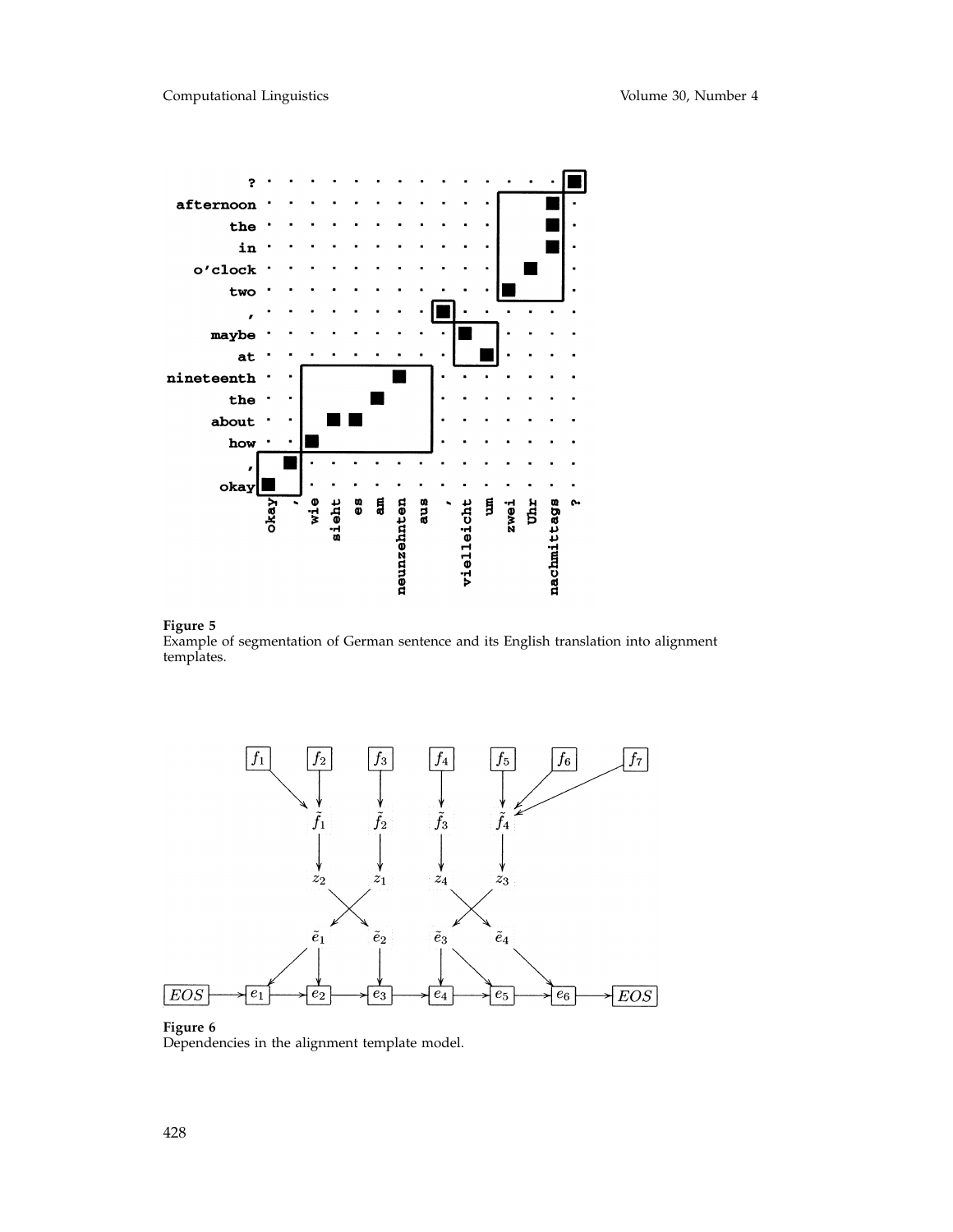**Figure 5**
Example of segmentation of German sentence and its English translation into alignment templates.

**Figure 6**
Dependencies in the alignment template model.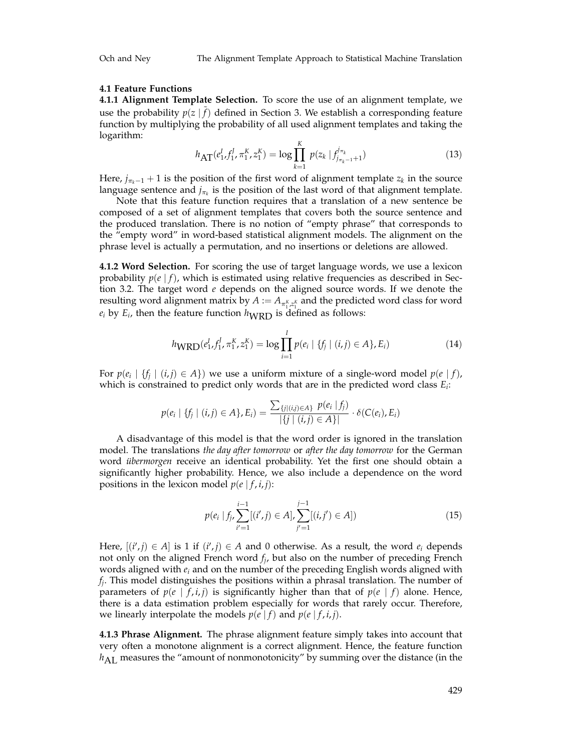### 4.1 Feature Functions

**4.1.1 Alignment Template Selection.** To score the use of an alignment template, we use the probability $p(z \mid \tilde{f})$ defined in Section 3. We establish a corresponding feature function by multiplying the probability of all used alignment templates and taking the logarithm:

$$h_{\text{AT}}(e_1^I, f_1^J, \pi_1^K, z_1^K) = \log \prod_{k=1}^{K} p(z_k \mid f_{j_{\pi_{k-1}}+1}^{j_{\pi_k}}) \tag{13}$$

Here, $j_{\pi_{k-1}} + 1$ is the position of the first word of alignment template $z_k$ in the source language sentence and $j_{\pi_k}$ is the position of the last word of that alignment template.

Note that this feature function requires that a translation of a new sentence be composed of a set of alignment templates that covers both the source sentence and the produced translation. There is no notion of "empty phrase" that corresponds to the "empty word" in word-based statistical alignment models. The alignment on the phrase level is actually a permutation, and no insertions or deletions are allowed.

**4.1.2 Word Selection.** For scoring the use of target language words, we use a lexicon probability $p(e \mid f)$, which is estimated using relative frequencies as described in Section 3.2. The target word $e$ depends on the aligned source words. If we denote the resulting word alignment matrix by $A := A_{\pi_1^K, z_1^K}$ and the predicted word class for word $e_i$ by $E_i$, then the feature function $h_{\text{WRD}}$ is defined as follows:

$$h_{\text{WRD}}(e_1^I, f_1^J, \pi_1^K, z_1^K) = \log \prod_{i=1}^{I} p(e_i \mid \{f_j \mid (i,j) \in A\}, E_i) \tag{14}$$

For $p(e_i \mid \{f_j \mid (i,j) \in A\})$ we use a uniform mixture of a single-word model $p(e \mid f)$, which is constrained to predict only words that are in the predicted word class $E_i$:

$$p(e_i \mid \{f_j \mid (i,j) \in A\}, E_i) = \frac{\sum_{\{j \mid (i,j) \in A\}} p(e_i \mid f_j)}{|\{j \mid (i,j) \in A\}|} \cdot \delta(C(e_i), E_i)$$

A disadvantage of this model is that the word order is ignored in the translation model. The translations *the day after tomorrow* or *after the day tomorrow* for the German word *übermorgen* receive an identical probability. Yet the first one should obtain a significantly higher probability. Hence, we also include a dependence on the word positions in the lexicon model $p(e \mid f, i, j)$:

$$p(e_i \mid f_j, \sum_{i'=1}^{i-1} [(i',j) \in A], \sum_{j'=1}^{j-1} [(i,j') \in A]) \tag{15}$$

Here, $[(i',j) \in A]$ is 1 if $(i',j) \in A$ and 0 otherwise. As a result, the word $e_i$ depends not only on the aligned French word $f_j$, but also on the number of preceding French words aligned with $e_i$ and on the number of the preceding English words aligned with $f_j$. This model distinguishes the positions within a phrasal translation. The number of parameters of $p(e \mid f, i, j)$ is significantly higher than that of $p(e \mid f)$ alone. Hence, there is a data estimation problem especially for words that rarely occur. Therefore, we linearly interpolate the models $p(e \mid f)$ and $p(e \mid f, i, j)$.

**4.1.3 Phrase Alignment.** The phrase alignment feature simply takes into account that very often a monotone alignment is a correct alignment. Hence, the feature function $h_{\text{AL}}$ measures the "amount of nonmonotonicity" by summing over the distance (in the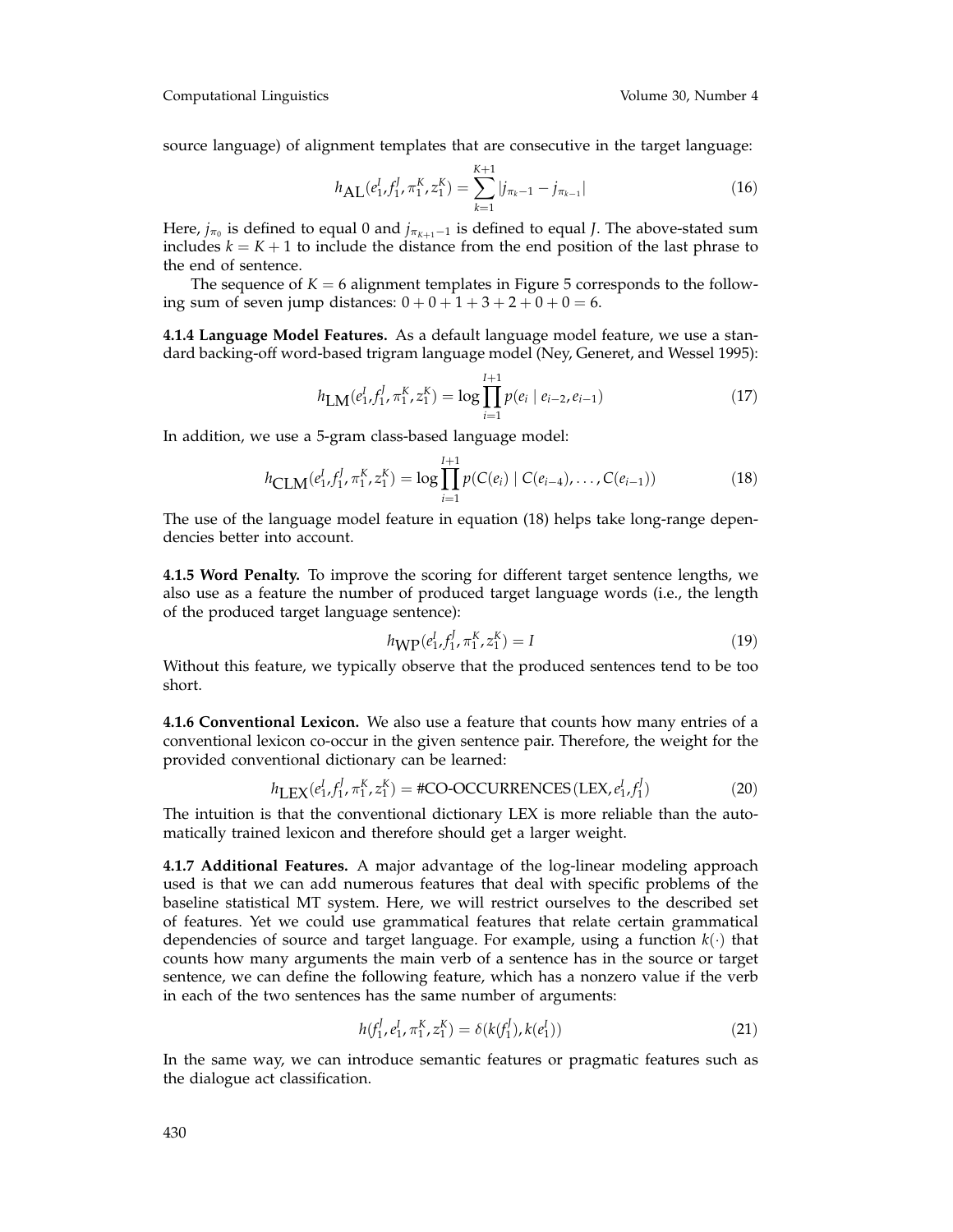source language) of alignment templates that are consecutive in the target language:

$$h_{\text{AL}}(e_1^I, f_1^J, \pi_1^K, z_1^K) = \sum_{k=1}^{K+1} |j_{\pi_k - 1} - j_{\pi_{k-1}}| \tag{16}$$

Here, $j_{\pi_0}$ is defined to equal 0 and $j_{\pi_{K+1}-1}$ is defined to equal $J$. The above-stated sum includes $k = K + 1$ to include the distance from the end position of the last phrase to the end of sentence.

The sequence of $K = 6$ alignment templates in Figure 5 corresponds to the following sum of seven jump distances: $0 + 0 + 1 + 3 + 2 + 0 + 0 = 6$.

**4.1.4 Language Model Features.** As a default language model feature, we use a standard backing-off word-based trigram language model (Ney, Generet, and Wessel 1995):

$$h_{\text{LM}}(e_1^I, f_1^J, \pi_1^K, z_1^K) = \log \prod_{i=1}^{I+1} p(e_i \mid e_{i-2}, e_{i-1}) \tag{17}$$

In addition, we use a 5-gram class-based language model:

$$h_{\text{CLM}}(e_1^I, f_1^J, \pi_1^K, z_1^K) = \log \prod_{i=1}^{I+1} p(C(e_i) \mid C(e_{i-4}), \ldots, C(e_{i-1})) \tag{18}$$

The use of the language model feature in equation (18) helps take long-range dependencies better into account.

**4.1.5 Word Penalty.** To improve the scoring for different target sentence lengths, we also use as a feature the number of produced target language words (i.e., the length of the produced target language sentence):

$$h_{\text{WP}}(e_1^I, f_1^J, \pi_1^K, z_1^K) = I \tag{19}$$

Without this feature, we typically observe that the produced sentences tend to be too short.

**4.1.6 Conventional Lexicon.** We also use a feature that counts how many entries of a conventional lexicon co-occur in the given sentence pair. Therefore, the weight for the provided conventional dictionary can be learned:

$$h_{\text{LEX}}(e_1^I, f_1^J, \pi_1^K, z_1^K) = \#\text{CO-OCCURRENCES}(\text{LEX}, e_1^I, f_1^J) \tag{20}$$

The intuition is that the conventional dictionary LEX is more reliable than the automatically trained lexicon and therefore should get a larger weight.

**4.1.7 Additional Features.** A major advantage of the log-linear modeling approach used is that we can add numerous features that deal with specific problems of the baseline statistical MT system. Here, we will restrict ourselves to the described set of features. Yet we could use grammatical features that relate certain grammatical dependencies of source and target language. For example, using a function $k(\cdot)$ that counts how many arguments the main verb of a sentence has in the source or target sentence, we can define the following feature, which has a nonzero value if the verb in each of the two sentences has the same number of arguments:

$$h(f_1^J, e_1^I, \pi_1^K, z_1^K) = \delta(k(f_1^J), k(e_1^I)) \tag{21}$$

In the same way, we can introduce semantic features or pragmatic features such as the dialogue act classification.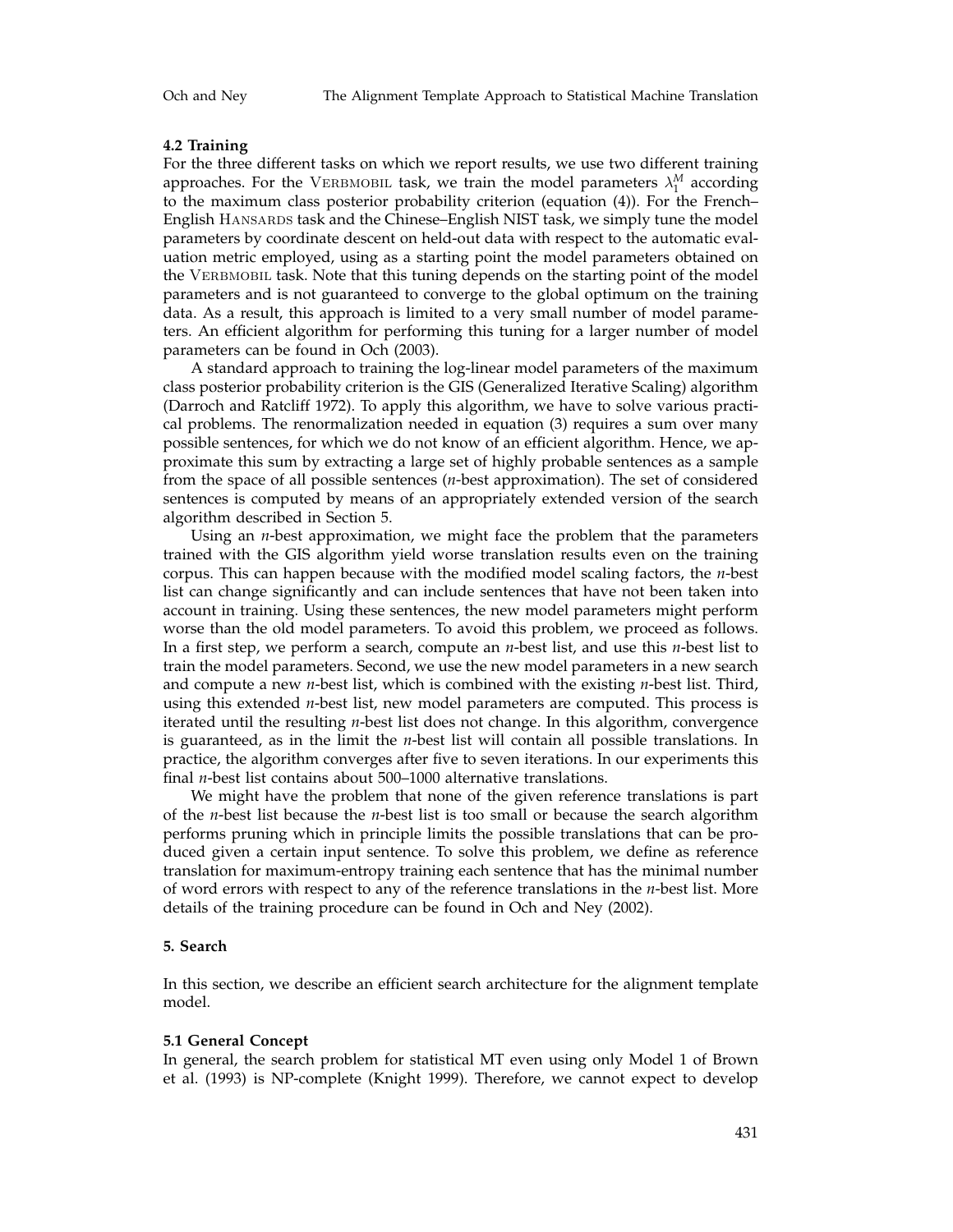### 4.2 Training

For the three different tasks on which we report results, we use two different training approaches. For the VERBMOBIL task, we train the model parameters $\lambda_1^M$ according to the maximum class posterior probability criterion (equation (4)). For the French–English HANSARDS task and the Chinese–English NIST task, we simply tune the model parameters by coordinate descent on held-out data with respect to the automatic evaluation metric employed, using as a starting point the model parameters obtained on the VERBMOBIL task. Note that this tuning depends on the starting point of the model parameters and is not guaranteed to converge to the global optimum on the training data. As a result, this approach is limited to a very small number of model parameters. An efficient algorithm for performing this tuning for a larger number of model parameters can be found in Och (2003).

A standard approach to training the log-linear model parameters of the maximum class posterior probability criterion is the GIS (Generalized Iterative Scaling) algorithm (Darroch and Ratcliff 1972). To apply this algorithm, we have to solve various practical problems. The renormalization needed in equation (3) requires a sum over many possible sentences, for which we do not know of an efficient algorithm. Hence, we approximate this sum by extracting a large set of highly probable sentences as a sample from the space of all possible sentences (*n*-best approximation). The set of considered sentences is computed by means of an appropriately extended version of the search algorithm described in Section 5.

Using an *n*-best approximation, we might face the problem that the parameters trained with the GIS algorithm yield worse translation results even on the training corpus. This can happen because with the modified model scaling factors, the *n*-best list can change significantly and can include sentences that have not been taken into account in training. Using these sentences, the new model parameters might perform worse than the old model parameters. To avoid this problem, we proceed as follows. In a first step, we perform a search, compute an *n*-best list, and use this *n*-best list to train the model parameters. Second, we use the new model parameters in a new search and compute a new *n*-best list, which is combined with the existing *n*-best list. Third, using this extended *n*-best list, new model parameters are computed. This process is iterated until the resulting *n*-best list does not change. In this algorithm, convergence is guaranteed, as in the limit the *n*-best list will contain all possible translations. In practice, the algorithm converges after five to seven iterations. In our experiments this final *n*-best list contains about 500–1000 alternative translations.

We might have the problem that none of the given reference translations is part of the *n*-best list because the *n*-best list is too small or because the search algorithm performs pruning which in principle limits the possible translations that can be produced given a certain input sentence. To solve this problem, we define as reference translation for maximum-entropy training each sentence that has the minimal number of word errors with respect to any of the reference translations in the *n*-best list. More details of the training procedure can be found in Och and Ney (2002).

## 5. Search

In this section, we describe an efficient search architecture for the alignment template model.

### 5.1 General Concept

In general, the search problem for statistical MT even using only Model 1 of Brown et al. (1993) is NP-complete (Knight 1999). Therefore, we cannot expect to develop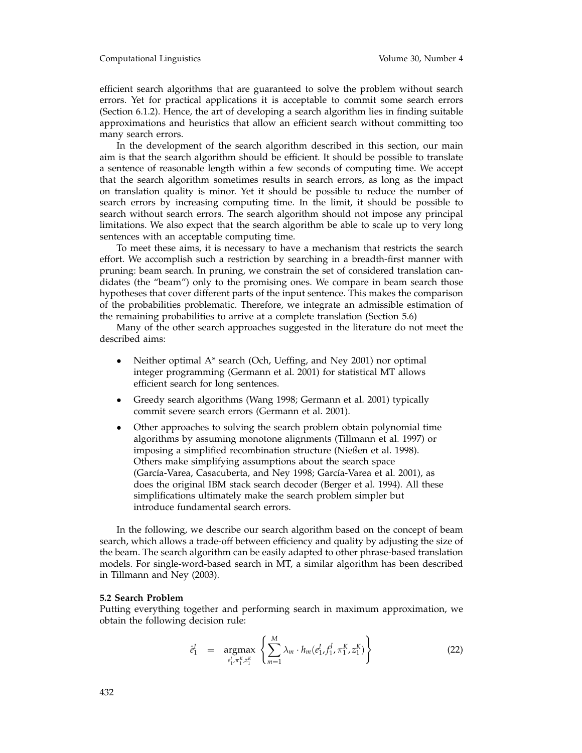efficient search algorithms that are guaranteed to solve the problem without search errors. Yet for practical applications it is acceptable to commit some search errors (Section 6.1.2). Hence, the art of developing a search algorithm lies in finding suitable approximations and heuristics that allow an efficient search without committing too many search errors.

In the development of the search algorithm described in this section, our main aim is that the search algorithm should be efficient. It should be possible to translate a sentence of reasonable length within a few seconds of computing time. We accept that the search algorithm sometimes results in search errors, as long as the impact on translation quality is minor. Yet it should be possible to reduce the number of search errors by increasing computing time. In the limit, it should be possible to search without search errors. The search algorithm should not impose any principal limitations. We also expect that the search algorithm be able to scale up to very long sentences with an acceptable computing time.

To meet these aims, it is necessary to have a mechanism that restricts the search effort. We accomplish such a restriction by searching in a breadth-first manner with pruning: beam search. In pruning, we constrain the set of considered translation candidates (the "beam") only to the promising ones. We compare in beam search those hypotheses that cover different parts of the input sentence. This makes the comparison of the probabilities problematic. Therefore, we integrate an admissible estimation of the remaining probabilities to arrive at a complete translation (Section 5.6)

Many of the other search approaches suggested in the literature do not meet the described aims:

- Neither optimal A* search (Och, Ueffing, and Ney 2001) nor optimal integer programming (Germann et al. 2001) for statistical MT allows efficient search for long sentences.
- Greedy search algorithms (Wang 1998; Germann et al. 2001) typically commit severe search errors (Germann et al. 2001).
- Other approaches to solving the search problem obtain polynomial time algorithms by assuming monotone alignments (Tillmann et al. 1997) or imposing a simplified recombination structure (Nießen et al. 1998). Others make simplifying assumptions about the search space (García-Varea, Casacuberta, and Ney 1998; García-Varea et al. 2001), as does the original IBM stack search decoder (Berger et al. 1994). All these simplifications ultimately make the search problem simpler but introduce fundamental search errors.

In the following, we describe our search algorithm based on the concept of beam search, which allows a trade-off between efficiency and quality by adjusting the size of the beam. The search algorithm can be easily adapted to other phrase-based translation models. For single-word-based search in MT, a similar algorithm has been described in Tillmann and Ney (2003).

**5.2 Search Problem**

Putting everything together and performing search in maximum approximation, we obtain the following decision rule:

$$\hat{e}_1^I = \underset{e_1^I, \pi_1^K, z_1^K}{\operatorname{argmax}} \left\{ \sum_{m=1}^{M} \lambda_m \cdot h_m(e_1^I, f_1^J, \pi_1^K, z_1^K) \right\} \tag{22}$$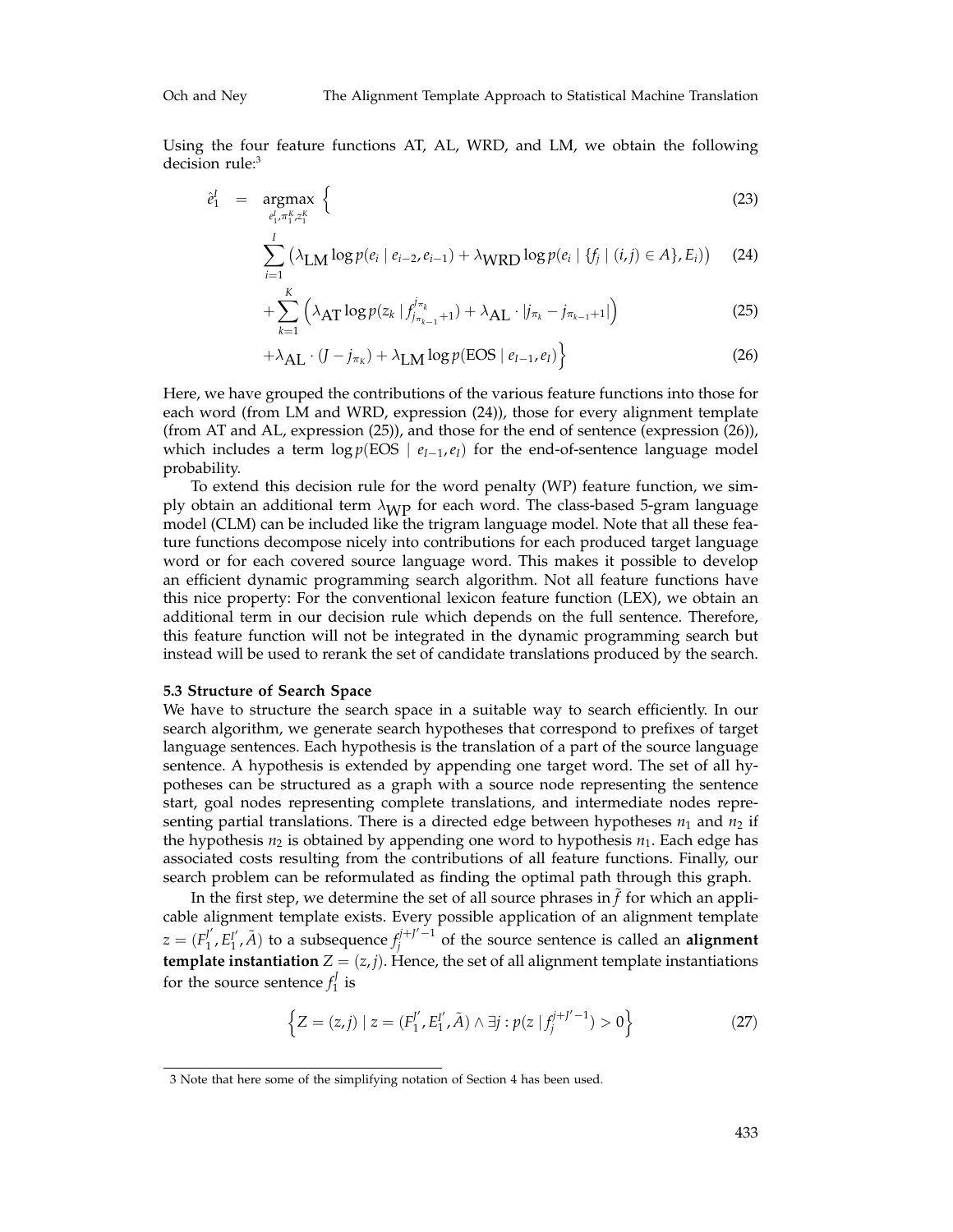Using the four feature functions AT, AL, WRD, and LM, we obtain the following decision rule:[3]

$$\hat{e}_1^I = \operatorname*{argmax}_{e_1^I, \pi_1^K, z_1^K} \Big\{ \tag{23}$$

$$\sum_{i=1}^{I} \left( \lambda_{\text{LM}} \log p(e_i \mid e_{i-2}, e_{i-1}) + \lambda_{\text{WRD}} \log p(e_i \mid \{f_j \mid (i,j) \in A\}, E_i) \right) \tag{24}$$

$$+ \sum_{k=1}^{K} \left( \lambda_{\text{AT}} \log p(z_k \mid f_{j_{\pi_{k-1}}+1}^{j_{\pi_k}}) + \lambda_{\text{AL}} \cdot |j_{\pi_k} - j_{\pi_{k-1}+1}| \right) \tag{25}$$

$$+ \lambda_{\text{AL}} \cdot (J - j_{\pi_K}) + \lambda_{\text{LM}} \log p(\text{EOS} \mid e_{I-1}, e_I) \Big\} \tag{26}$$

Here, we have grouped the contributions of the various feature functions into those for each word (from LM and WRD, expression (24)), those for every alignment template (from AT and AL, expression (25)), and those for the end of sentence (expression (26)), which includes a term $\log p(\text{EOS} \mid e_{I-1}, e_I)$ for the end-of-sentence language model probability.

To extend this decision rule for the word penalty (WP) feature function, we simply obtain an additional term $\lambda_{\text{WP}}$ for each word. The class-based 5-gram language model (CLM) can be included like the trigram language model. Note that all these feature functions decompose nicely into contributions for each produced target language word or for each covered source language word. This makes it possible to develop an efficient dynamic programming search algorithm. Not all feature functions have this nice property: For the conventional lexicon feature function (LEX), we obtain an additional term in our decision rule which depends on the full sentence. Therefore, this feature function will not be integrated in the dynamic programming search but instead will be used to rerank the set of candidate translations produced by the search.

### 5.3 Structure of Search Space

We have to structure the search space in a suitable way to search efficiently. In our search algorithm, we generate search hypotheses that correspond to prefixes of target language sentences. Each hypothesis is the translation of a part of the source language sentence. A hypothesis is extended by appending one target word. The set of all hypotheses can be structured as a graph with a source node representing the sentence start, goal nodes representing complete translations, and intermediate nodes representing partial translations. There is a directed edge between hypotheses $n_1$ and $n_2$ if the hypothesis $n_2$ is obtained by appending one word to hypothesis $n_1$. Each edge has associated costs resulting from the contributions of all feature functions. Finally, our search problem can be reformulated as finding the optimal path through this graph.

In the first step, we determine the set of all source phrases in $\tilde{f}$ for which an applicable alignment template exists. Every possible application of an alignment template $z = (F_1^{J'}, E_1^{I'}, \tilde{A})$ to a subsequence $f_j^{j+J'-1}$ of the source sentence is called an **alignment template instantiation** $Z = (z, j)$. Hence, the set of all alignment template instantiations for the source sentence $f_1^J$ is

$$\left\{ Z = (z, j) \mid z = (F_1^{J'}, E_1^{I'}, \tilde{A}) \wedge \exists j : p(z \mid f_j^{j+J'-1}) > 0 \right\} \tag{27}$$

[3] Note that here some of the simplifying notation of Section 4 has been used.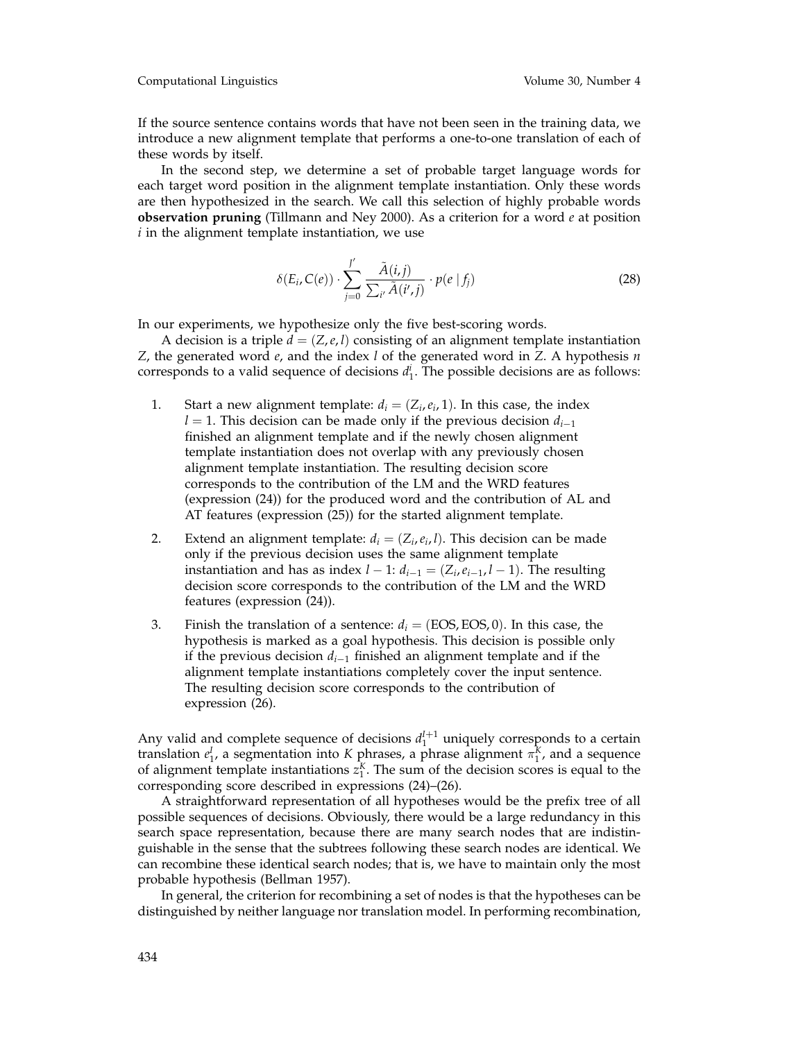If the source sentence contains words that have not been seen in the training data, we introduce a new alignment template that performs a one-to-one translation of each of these words by itself.

In the second step, we determine a set of probable target language words for each target word position in the alignment template instantiation. Only these words are then hypothesized in the search. We call this selection of highly probable words **observation pruning** (Tillmann and Ney 2000). As a criterion for a word $e$ at position $i$ in the alignment template instantiation, we use

$$\delta(E_i, C(e)) \cdot \sum_{j=0}^{J'} \frac{\tilde{A}(i,j)}{\sum_{i'} \tilde{A}(i',j)} \cdot p(e \mid f_j) \tag{28}$$

In our experiments, we hypothesize only the five best-scoring words.

A decision is a triple $d = (Z, e, l)$ consisting of an alignment template instantiation $Z$, the generated word $e$, and the index $l$ of the generated word in $Z$. A hypothesis $n$ corresponds to a valid sequence of decisions $d_1^i$. The possible decisions are as follows:

1. Start a new alignment template: $d_i = (Z_i, e_i, 1)$. In this case, the index $l = 1$. This decision can be made only if the previous decision $d_{i-1}$ finished an alignment template and if the newly chosen alignment template instantiation does not overlap with any previously chosen alignment template instantiation. The resulting decision score corresponds to the contribution of the LM and the WRD features (expression (24)) for the produced word and the contribution of AL and AT features (expression (25)) for the started alignment template.
2. Extend an alignment template: $d_i = (Z_i, e_i, l)$. This decision can be made only if the previous decision uses the same alignment template instantiation and has as index $l - 1$: $d_{i-1} = (Z_i, e_{i-1}, l - 1)$. The resulting decision score corresponds to the contribution of the LM and the WRD features (expression (24)).
3. Finish the translation of a sentence: $d_i = (\text{EOS}, \text{EOS}, 0)$. In this case, the hypothesis is marked as a goal hypothesis. This decision is possible only if the previous decision $d_{i-1}$ finished an alignment template and if the alignment template instantiations completely cover the input sentence. The resulting decision score corresponds to the contribution of expression (26).

Any valid and complete sequence of decisions $d_1^{I+1}$ uniquely corresponds to a certain translation $e_1^I$, a segmentation into $K$ phrases, a phrase alignment $\pi_1^K$, and a sequence of alignment template instantiations $z_1^K$. The sum of the decision scores is equal to the corresponding score described in expressions (24)–(26).

A straightforward representation of all hypotheses would be the prefix tree of all possible sequences of decisions. Obviously, there would be a large redundancy in this search space representation, because there are many search nodes that are indistinguishable in the sense that the subtrees following these search nodes are identical. We can recombine these identical search nodes; that is, we have to maintain only the most probable hypothesis (Bellman 1957).

In general, the criterion for recombining a set of nodes is that the hypotheses can be distinguished by neither language nor translation model. In performing recombination,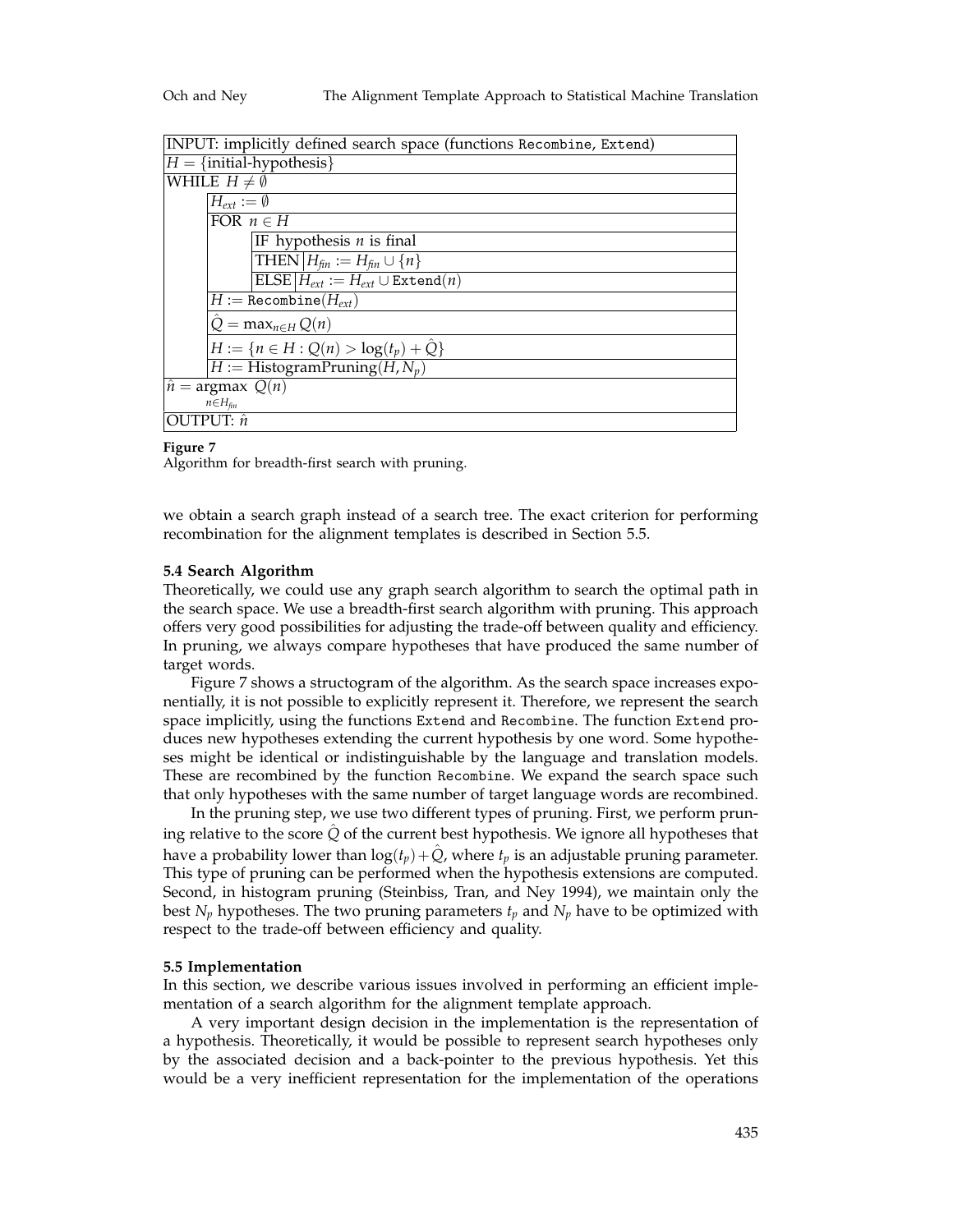```
INPUT: implicitly defined search space (functions Recombine, Extend)
H = {initial-hypothesis}
WHILE H ≠ ∅
    H_ext := ∅
    FOR n ∈ H
        IF hypothesis n is final
        THEN H_fin := H_fin ∪ {n}
        ELSE H_ext := H_ext ∪ Extend(n)
    H := Recombine(H_ext)
    Q̂ = max_{n∈H} Q(n)
    H := {n ∈ H : Q(n) > log(t_p) + Q̂}
    H := HistogramPruning(H, N_p)
n̂ = argmax_{n∈H_fin} Q(n)
OUTPUT: n̂
```

**Figure 7**
Algorithm for breadth-first search with pruning.

we obtain a search graph instead of a search tree. The exact criterion for performing recombination for the alignment templates is described in Section 5.5.

### 5.4 Search Algorithm

Theoretically, we could use any graph search algorithm to search the optimal path in the search space. We use a breadth-first search algorithm with pruning. This approach offers very good possibilities for adjusting the trade-off between quality and efficiency. In pruning, we always compare hypotheses that have produced the same number of target words.

Figure 7 shows a structogram of the algorithm. As the search space increases exponentially, it is not possible to explicitly represent it. Therefore, we represent the search space implicitly, using the functions `Extend` and `Recombine`. The function `Extend` produces new hypotheses extending the current hypothesis by one word. Some hypotheses might be identical or indistinguishable by the language and translation models. These are recombined by the function `Recombine`. We expand the search space such that only hypotheses with the same number of target language words are recombined.

In the pruning step, we use two different types of pruning. First, we perform pruning relative to the score $\hat{Q}$ of the current best hypothesis. We ignore all hypotheses that have a probability lower than $\log(t_p) + \hat{Q}$, where $t_p$ is an adjustable pruning parameter. This type of pruning can be performed when the hypothesis extensions are computed. Second, in histogram pruning (Steinbiss, Tran, and Ney 1994), we maintain only the best $N_p$ hypotheses. The two pruning parameters $t_p$ and $N_p$ have to be optimized with respect to the trade-off between efficiency and quality.

### 5.5 Implementation

In this section, we describe various issues involved in performing an efficient implementation of a search algorithm for the alignment template approach.

A very important design decision in the implementation is the representation of a hypothesis. Theoretically, it would be possible to represent search hypotheses only by the associated decision and a back-pointer to the previous hypothesis. Yet this would be a very inefficient representation for the implementation of the operations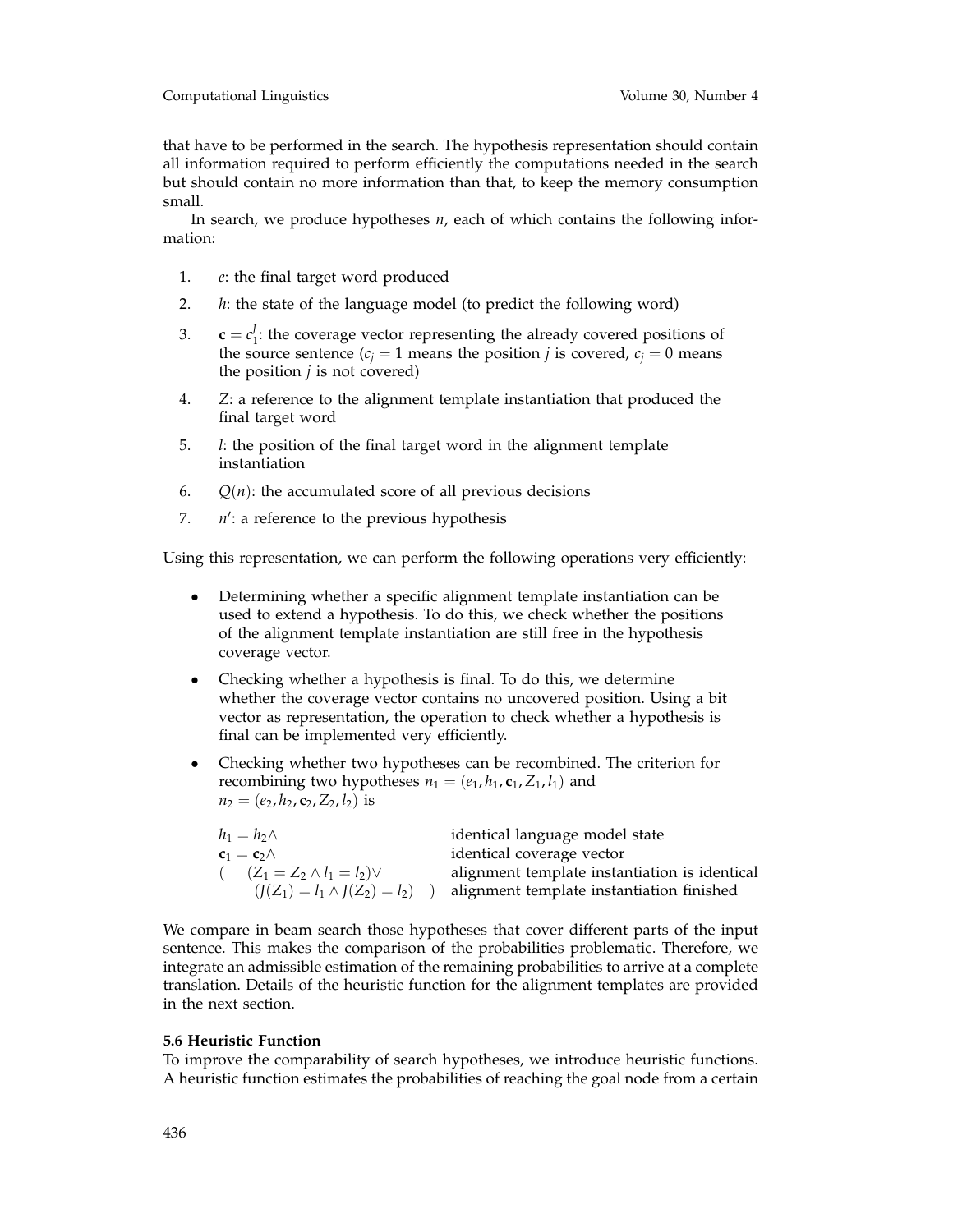that have to be performed in the search. The hypothesis representation should contain all information required to perform efficiently the computations needed in the search but should contain no more information than that, to keep the memory consumption small.

In search, we produce hypotheses $n$, each of which contains the following information:

1. $e$: the final target word produced
2. $h$: the state of the language model (to predict the following word)
3. $\mathbf{c} = c_1^J$: the coverage vector representing the already covered positions of the source sentence ($c_j = 1$ means the position $j$ is covered, $c_j = 0$ means the position $j$ is not covered)
4. $Z$: a reference to the alignment template instantiation that produced the final target word
5. $l$: the position of the final target word in the alignment template instantiation
6. $Q(n)$: the accumulated score of all previous decisions
7. $n'$: a reference to the previous hypothesis

Using this representation, we can perform the following operations very efficiently:

- Determining whether a specific alignment template instantiation can be used to extend a hypothesis. To do this, we check whether the positions of the alignment template instantiation are still free in the hypothesis coverage vector.
- Checking whether a hypothesis is final. To do this, we determine whether the coverage vector contains no uncovered position. Using a bit vector as representation, the operation to check whether a hypothesis is final can be implemented very efficiently.
- Checking whether two hypotheses can be recombined. The criterion for recombining two hypotheses $n_1 = (e_1, h_1, \mathbf{c}_1, Z_1, l_1)$ and $n_2 = (e_2, h_2, \mathbf{c}_2, Z_2, l_2)$ is

$$
\begin{array}{ll}
h_1 = h_2 \wedge & \text{identical language model state} \\
\mathbf{c}_1 = \mathbf{c}_2 \wedge & \text{identical coverage vector} \\
( \quad (Z_1 = Z_2 \wedge l_1 = l_2) \vee & \text{alignment template instantiation is identical} \\
\quad\quad (J(Z_1) = l_1 \wedge J(Z_2) = l_2) \quad ) & \text{alignment template instantiation finished}
\end{array}
$$

We compare in beam search those hypotheses that cover different parts of the input sentence. This makes the comparison of the probabilities problematic. Therefore, we integrate an admissible estimation of the remaining probabilities to arrive at a complete translation. Details of the heuristic function for the alignment templates are provided in the next section.

### 5.6 Heuristic Function

To improve the comparability of search hypotheses, we introduce heuristic functions. A heuristic function estimates the probabilities of reaching the goal node from a certain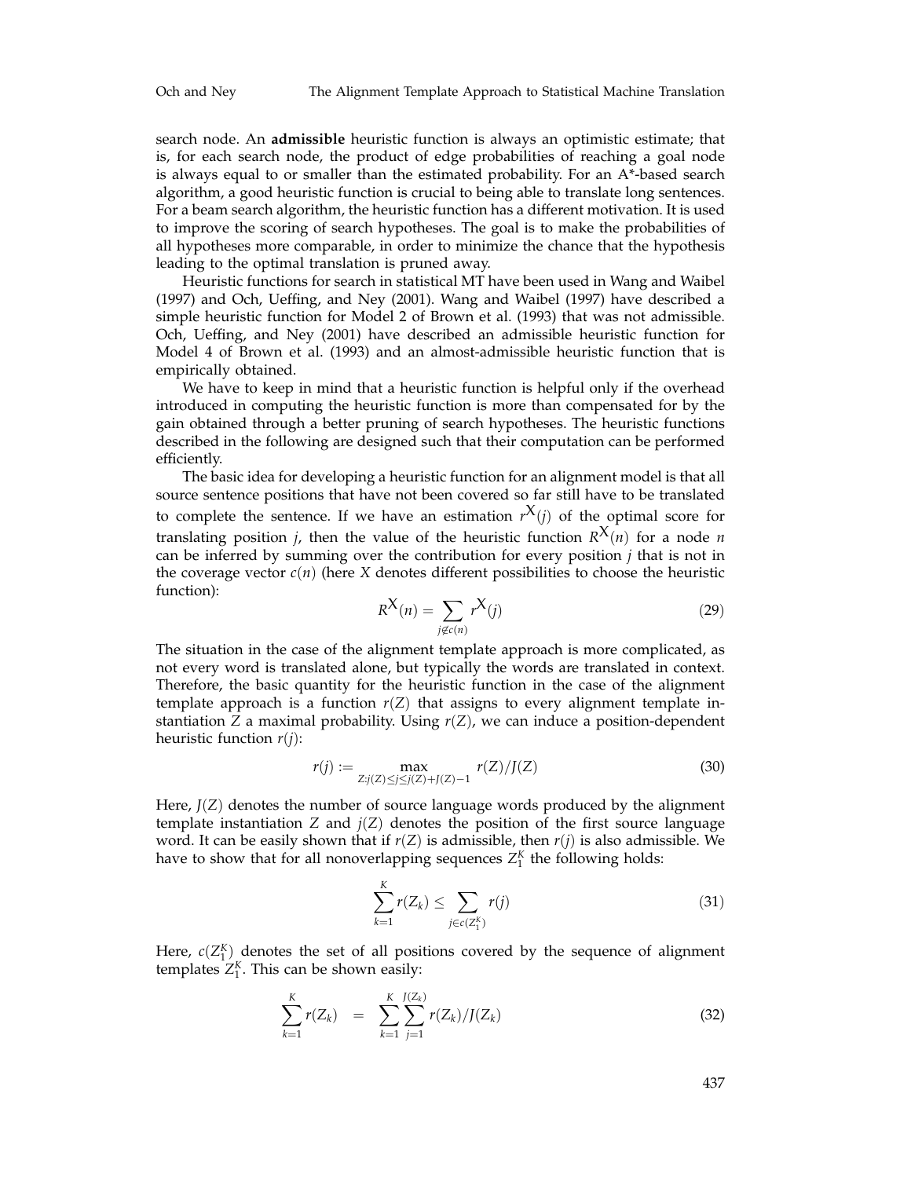search node. An **admissible** heuristic function is always an optimistic estimate; that is, for each search node, the product of edge probabilities of reaching a goal node is always equal to or smaller than the estimated probability. For an A*-based search algorithm, a good heuristic function is crucial to being able to translate long sentences. For a beam search algorithm, the heuristic function has a different motivation. It is used to improve the scoring of search hypotheses. The goal is to make the probabilities of all hypotheses more comparable, in order to minimize the chance that the hypothesis leading to the optimal translation is pruned away.

Heuristic functions for search in statistical MT have been used in Wang and Waibel (1997) and Och, Ueffing, and Ney (2001). Wang and Waibel (1997) have described a simple heuristic function for Model 2 of Brown et al. (1993) that was not admissible. Och, Ueffing, and Ney (2001) have described an admissible heuristic function for Model 4 of Brown et al. (1993) and an almost-admissible heuristic function that is empirically obtained.

We have to keep in mind that a heuristic function is helpful only if the overhead introduced in computing the heuristic function is more than compensated for by the gain obtained through a better pruning of search hypotheses. The heuristic functions described in the following are designed such that their computation can be performed efficiently.

The basic idea for developing a heuristic function for an alignment model is that all source sentence positions that have not been covered so far still have to be translated to complete the sentence. If we have an estimation $r^{X}(j)$ of the optimal score for translating position $j$, then the value of the heuristic function $R^{X}(n)$ for a node $n$ can be inferred by summing over the contribution for every position $j$ that is not in the coverage vector $c(n)$ (here $X$ denotes different possibilities to choose the heuristic function):

$$R^{X}(n) = \sum_{j \notin c(n)} r^{X}(j) \tag{29}$$

The situation in the case of the alignment template approach is more complicated, as not every word is translated alone, but typically the words are translated in context. Therefore, the basic quantity for the heuristic function in the case of the alignment template approach is a function $r(Z)$ that assigns to every alignment template instantiation $Z$ a maximal probability. Using $r(Z)$, we can induce a position-dependent heuristic function $r(j)$:

$$r(j) := \max_{Z: j(Z) \leq j \leq j(Z)+J(Z)-1} r(Z)/J(Z) \tag{30}$$

Here, $J(Z)$ denotes the number of source language words produced by the alignment template instantiation $Z$ and $j(Z)$ denotes the position of the first source language word. It can be easily shown that if $r(Z)$ is admissible, then $r(j)$ is also admissible. We have to show that for all nonoverlapping sequences $Z_1^K$ the following holds:

$$\sum_{k=1}^{K} r(Z_k) \leq \sum_{j \in c(Z_1^K)} r(j) \tag{31}$$

Here, $c(Z_1^K)$ denotes the set of all positions covered by the sequence of alignment templates $Z_1^K$. This can be shown easily:

$$\sum_{k=1}^{K} r(Z_k) = \sum_{k=1}^{K} \sum_{j=1}^{J(Z_k)} r(Z_k)/J(Z_k) \tag{32}$$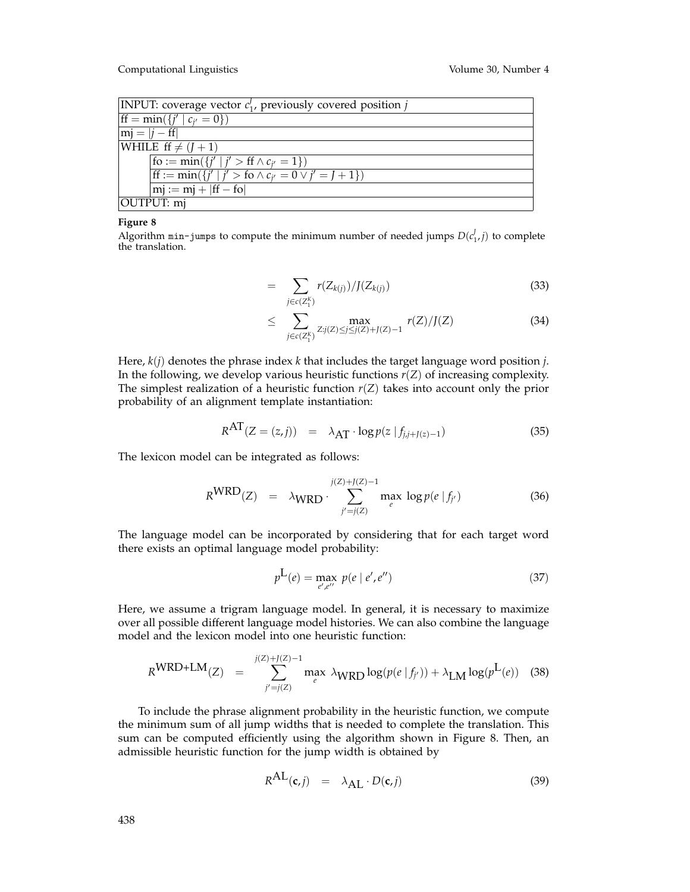| INPUT: coverage vector $c_1^J$, previously covered position $j$ | |
|---|---|
| $\text{ff} = \min(\{j' \mid c_{j'} = 0\})$ | |
| $\text{mj} = \lvert j - \text{ff} \rvert$ | |
| WHILE $\text{ff} \neq (J+1)$ | |
| | $\text{fo} := \min(\{j' \mid j' > \text{ff} \wedge c_{j'} = 1\})$ |
| | $\text{ff} := \min(\{j' \mid j' > \text{fo} \wedge c_{j'} = 0 \vee j' = J+1\})$ |
| | $\text{mj} := \text{mj} + \lvert \text{ff} - \text{fo} \rvert$ |
| OUTPUT: mj | |

**Figure 8**

Algorithm `min-jumps` to compute the minimum number of needed jumps $D(c_1^J, j)$ to complete the translation.

$$= \sum_{j \in c(Z_1^K)} r(Z_{k(j)})/J(Z_{k(j)}) \tag{33}$$

$$\leq \sum_{j \in c(Z_1^K)} \max_{Z: j(Z) \leq j \leq j(Z)+J(Z)-1} r(Z)/J(Z) \tag{34}$$

Here, $k(j)$ denotes the phrase index $k$ that includes the target language word position $j$. In the following, we develop various heuristic functions $r(Z)$ of increasing complexity. The simplest realization of a heuristic function $r(Z)$ takes into account only the prior probability of an alignment template instantiation:

$$R^{\text{AT}}(Z = (z, j)) \quad = \quad \lambda_{\text{AT}} \cdot \log p(z \mid f_{j, j+J(z)-1}) \tag{35}$$

The lexicon model can be integrated as follows:

$$R^{\text{WRD}}(Z) \quad = \quad \lambda_{\text{WRD}} \cdot \sum_{j'=j(Z)}^{j(Z)+J(Z)-1} \max_{e} \log p(e \mid f_{j'}) \tag{36}$$

The language model can be incorporated by considering that for each target word there exists an optimal language model probability:

$$p^{\text{L}}(e) = \max_{e', e''} p(e \mid e', e'') \tag{37}$$

Here, we assume a trigram language model. In general, it is necessary to maximize over all possible different language model histories. We can also combine the language model and the lexicon model into one heuristic function:

$$R^{\text{WRD+LM}}(Z) \quad = \quad \sum_{j'=j(Z)}^{j(Z)+J(Z)-1} \max_{e} \lambda_{\text{WRD}} \log(p(e \mid f_{j'})) + \lambda_{\text{LM}} \log(p^{\text{L}}(e)) \tag{38}$$

To include the phrase alignment probability in the heuristic function, we compute the minimum sum of all jump widths that is needed to complete the translation. This sum can be computed efficiently using the algorithm shown in Figure 8. Then, an admissible heuristic function for the jump width is obtained by

$$R^{\text{AL}}(\mathbf{c}, j) \quad = \quad \lambda_{\text{AL}} \cdot D(\mathbf{c}, j) \tag{39}$$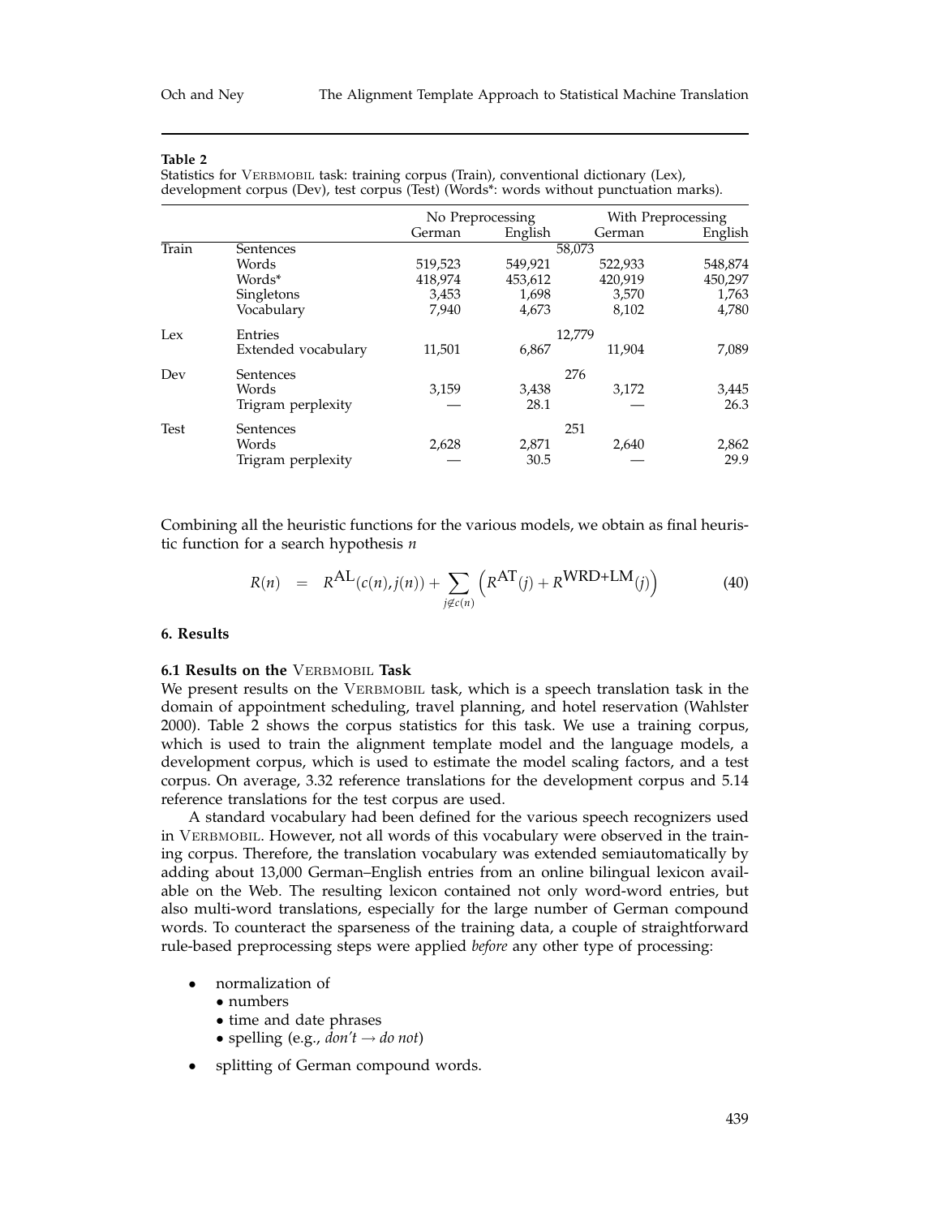**Table 2**
Statistics for VERBMOBIL task: training corpus (Train), conventional dictionary (Lex), development corpus (Dev), test corpus (Test) (Words*: words without punctuation marks).

| | | No Preprocessing | | With Preprocessing | |
|---|---|---|---|---|---|
| | | German | English | German | English |
| Train | Sentences | 58,073 | | | |
| | Words | 519,523 | 549,921 | 522,933 | 548,874 |
| | Words* | 418,974 | 453,612 | 420,919 | 450,297 |
| | Singletons | 3,453 | 1,698 | 3,570 | 1,763 |
| | Vocabulary | 7,940 | 4,673 | 8,102 | 4,780 |
| Lex | Entries | 12,779 | | | |
| | Extended vocabulary | 11,501 | 6,867 | 11,904 | 7,089 |
| Dev | Sentences | 276 | | | |
| | Words | 3,159 | 3,438 | 3,172 | 3,445 |
| | Trigram perplexity | — | 28.1 | — | 26.3 |
| Test | Sentences | 251 | | | |
| | Words | 2,628 | 2,871 | 2,640 | 2,862 |
| | Trigram perplexity | — | 30.5 | — | 29.9 |

Combining all the heuristic functions for the various models, we obtain as final heuristic function for a search hypothesis $n$

$$R(n) \quad = \quad R^{\text{AL}}(c(n), j(n)) + \sum_{j \notin c(n)} \left( R^{\text{AT}}(j) + R^{\text{WRD+LM}}(j) \right) \tag{40}$$

## 6. Results

### 6.1 Results on the VERBMOBIL Task

We present results on the VERBMOBIL task, which is a speech translation task in the domain of appointment scheduling, travel planning, and hotel reservation (Wahlster 2000). Table 2 shows the corpus statistics for this task. We use a training corpus, which is used to train the alignment template model and the language models, a development corpus, which is used to estimate the model scaling factors, and a test corpus. On average, 3.32 reference translations for the development corpus and 5.14 reference translations for the test corpus are used.

A standard vocabulary had been defined for the various speech recognizers used in VERBMOBIL. However, not all words of this vocabulary were observed in the training corpus. Therefore, the translation vocabulary was extended semiautomatically by adding about 13,000 German–English entries from an online bilingual lexicon available on the Web. The resulting lexicon contained not only word-word entries, but also multi-word translations, especially for the large number of German compound words. To counteract the sparseness of the training data, a couple of straightforward rule-based preprocessing steps were applied *before* any other type of processing:

- normalization of
  - numbers
  - time and date phrases
  - spelling (e.g., *don't* → *do not*)
- splitting of German compound words.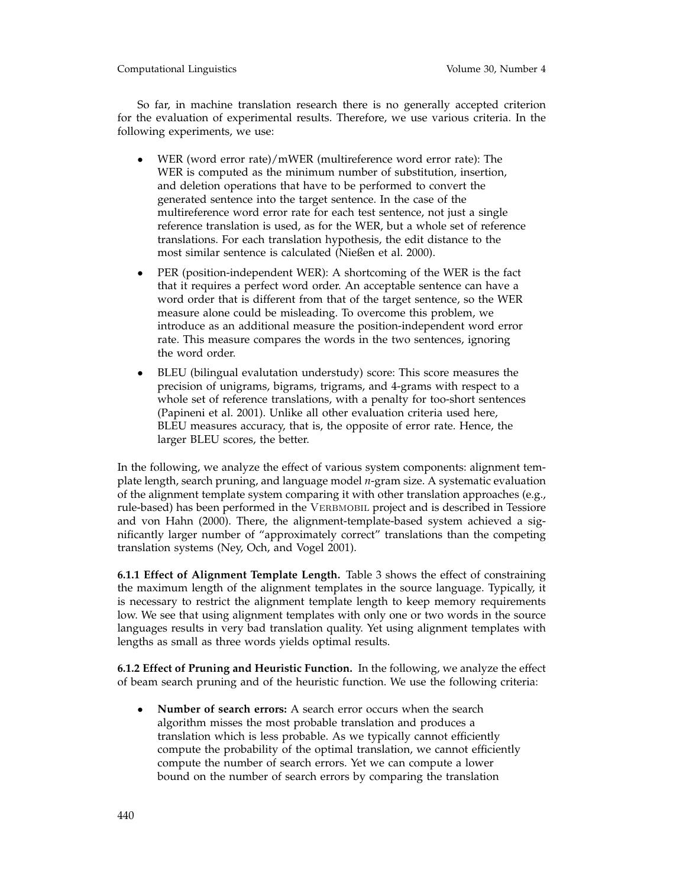So far, in machine translation research there is no generally accepted criterion for the evaluation of experimental results. Therefore, we use various criteria. In the following experiments, we use:

- WER (word error rate)/mWER (multireference word error rate): The WER is computed as the minimum number of substitution, insertion, and deletion operations that have to be performed to convert the generated sentence into the target sentence. In the case of the multireference word error rate for each test sentence, not just a single reference translation is used, as for the WER, but a whole set of reference translations. For each translation hypothesis, the edit distance to the most similar sentence is calculated (Nießen et al. 2000).
- PER (position-independent WER): A shortcoming of the WER is the fact that it requires a perfect word order. An acceptable sentence can have a word order that is different from that of the target sentence, so the WER measure alone could be misleading. To overcome this problem, we introduce as an additional measure the position-independent word error rate. This measure compares the words in the two sentences, ignoring the word order.
- BLEU (bilingual evalutation understudy) score: This score measures the precision of unigrams, bigrams, trigrams, and 4-grams with respect to a whole set of reference translations, with a penalty for too-short sentences (Papineni et al. 2001). Unlike all other evaluation criteria used here, BLEU measures accuracy, that is, the opposite of error rate. Hence, the larger BLEU scores, the better.

In the following, we analyze the effect of various system components: alignment template length, search pruning, and language model *n*-gram size. A systematic evaluation of the alignment template system comparing it with other translation approaches (e.g., rule-based) has been performed in the VERBMOBIL project and is described in Tessiore and von Hahn (2000). There, the alignment-template-based system achieved a significantly larger number of "approximately correct" translations than the competing translation systems (Ney, Och, and Vogel 2001).

**6.1.1 Effect of Alignment Template Length.** Table 3 shows the effect of constraining the maximum length of the alignment templates in the source language. Typically, it is necessary to restrict the alignment template length to keep memory requirements low. We see that using alignment templates with only one or two words in the source languages results in very bad translation quality. Yet using alignment templates with lengths as small as three words yields optimal results.

**6.1.2 Effect of Pruning and Heuristic Function.** In the following, we analyze the effect of beam search pruning and of the heuristic function. We use the following criteria:

- **Number of search errors:** A search error occurs when the search algorithm misses the most probable translation and produces a translation which is less probable. As we typically cannot efficiently compute the probability of the optimal translation, we cannot efficiently compute the number of search errors. Yet we can compute a lower bound on the number of search errors by comparing the translation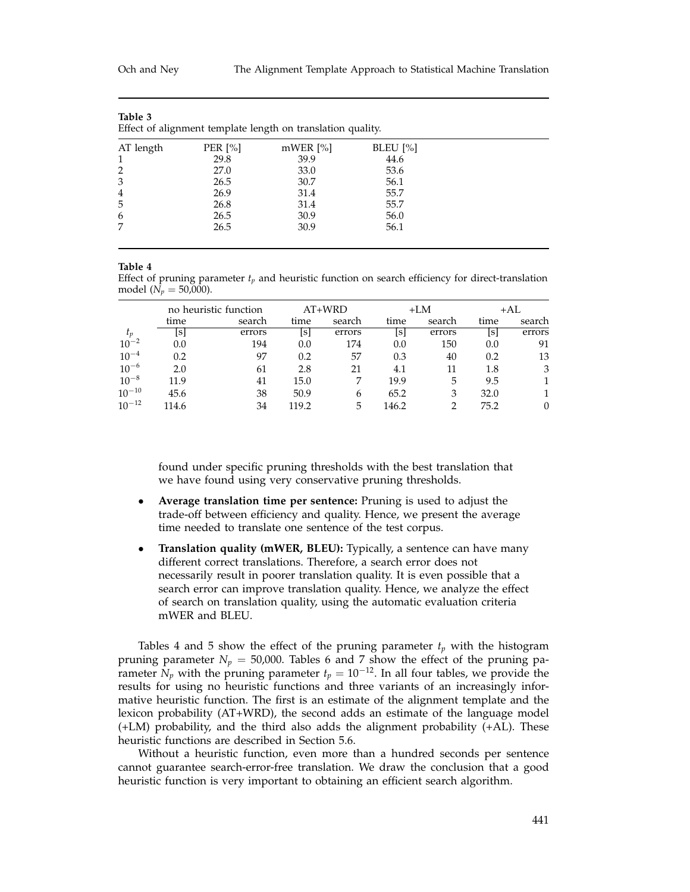**Table 3**
Effect of alignment template length on translation quality.

| AT length | PER [%] | mWER [%] | BLEU [%] |
|---|---|---|---|
| 1 | 29.8 | 39.9 | 44.6 |
| 2 | 27.0 | 33.0 | 53.6 |
| 3 | 26.5 | 30.7 | 56.1 |
| 4 | 26.9 | 31.4 | 55.7 |
| 5 | 26.8 | 31.4 | 55.7 |
| 6 | 26.5 | 30.9 | 56.0 |
| 7 | 26.5 | 30.9 | 56.1 |

**Table 4**
Effect of pruning parameter $t_p$ and heuristic function on search efficiency for direct-translation model ($N_p = 50{,}000$).

| | no heuristic function | | AT+WRD | | +LM | | +AL | |
|---|---|---|---|---|---|---|---|---|
| $t_p$ | time [s] | search errors | time [s] | search errors | time [s] | search errors | time [s] | search errors |
| $10^{-2}$ | 0.0 | 194 | 0.0 | 174 | 0.0 | 150 | 0.0 | 91 |
| $10^{-4}$ | 0.2 | 97 | 0.2 | 57 | 0.3 | 40 | 0.2 | 13 |
| $10^{-6}$ | 2.0 | 61 | 2.8 | 21 | 4.1 | 11 | 1.8 | 3 |
| $10^{-8}$ | 11.9 | 41 | 15.0 | 7 | 19.9 | 5 | 9.5 | 1 |
| $10^{-10}$ | 45.6 | 38 | 50.9 | 6 | 65.2 | 3 | 32.0 | 1 |
| $10^{-12}$ | 114.6 | 34 | 119.2 | 5 | 146.2 | 2 | 75.2 | 0 |

found under specific pruning thresholds with the best translation that we have found using very conservative pruning thresholds.

- **Average translation time per sentence:** Pruning is used to adjust the trade-off between efficiency and quality. Hence, we present the average time needed to translate one sentence of the test corpus.
- **Translation quality (mWER, BLEU):** Typically, a sentence can have many different correct translations. Therefore, a search error does not necessarily result in poorer translation quality. It is even possible that a search error can improve translation quality. Hence, we analyze the effect of search on translation quality, using the automatic evaluation criteria mWER and BLEU.

Tables 4 and 5 show the effect of the pruning parameter $t_p$ with the histogram pruning parameter $N_p = 50{,}000$. Tables 6 and 7 show the effect of the pruning parameter $N_p$ with the pruning parameter $t_p = 10^{-12}$. In all four tables, we provide the results for using no heuristic functions and three variants of an increasingly informative heuristic function. The first is an estimate of the alignment template and the lexicon probability (AT+WRD), the second adds an estimate of the language model (+LM) probability, and the third also adds the alignment probability (+AL). These heuristic functions are described in Section 5.6.

Without a heuristic function, even more than a hundred seconds per sentence cannot guarantee search-error-free translation. We draw the conclusion that a good heuristic function is very important to obtaining an efficient search algorithm.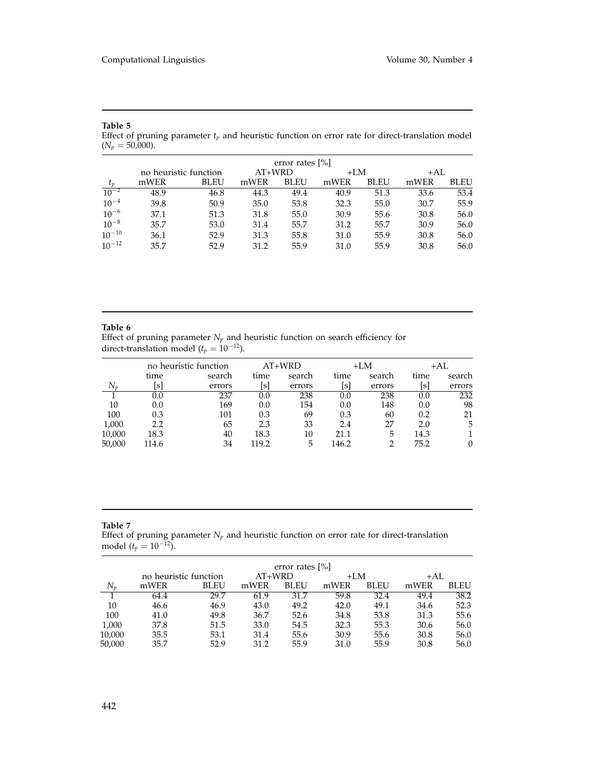**Table 5**
Effect of pruning parameter $t_p$ and heuristic function on error rate for direct-translation model ($N_p = 50{,}000$).

| | error rates [%] | | | | | | | |
|---|---|---|---|---|---|---|---|---|
| | no heuristic function | | AT+WRD | | +LM | | +AL | |
| $t_p$ | mWER | BLEU | mWER | BLEU | mWER | BLEU | mWER | BLEU |
| $10^{-2}$ | 48.9 | 46.8 | 44.3 | 49.4 | 40.9 | 51.3 | 33.6 | 53.4 |
| $10^{-4}$ | 39.8 | 50.9 | 35.0 | 53.8 | 32.3 | 55.0 | 30.7 | 55.9 |
| $10^{-6}$ | 37.1 | 51.3 | 31.8 | 55.0 | 30.9 | 55.6 | 30.8 | 56.0 |
| $10^{-8}$ | 35.7 | 53.0 | 31.4 | 55.7 | 31.2 | 55.7 | 30.9 | 56.0 |
| $10^{-10}$ | 36.1 | 52.9 | 31.3 | 55.8 | 31.0 | 55.9 | 30.8 | 56.0 |
| $10^{-12}$ | 35.7 | 52.9 | 31.2 | 55.9 | 31.0 | 55.9 | 30.8 | 56.0 |

**Table 6**
Effect of pruning parameter $N_p$ and heuristic function on search efficiency for direct-translation model ($t_p = 10^{-12}$).

| | no heuristic function | | AT+WRD | | +LM | | +AL | |
|---|---|---|---|---|---|---|---|---|
| $N_p$ | time [s] | search errors | time [s] | search errors | time [s] | search errors | time [s] | search errors |
| 1 | 0.0 | 237 | 0.0 | 238 | 0.0 | 238 | 0.0 | 232 |
| 10 | 0.0 | 169 | 0.0 | 154 | 0.0 | 148 | 0.0 | 98 |
| 100 | 0.3 | 101 | 0.3 | 69 | 0.3 | 60 | 0.2 | 21 |
| 1,000 | 2.2 | 65 | 2.3 | 33 | 2.4 | 27 | 2.0 | 5 |
| 10,000 | 18.3 | 40 | 18.3 | 10 | 21.1 | 5 | 14.3 | 1 |
| 50,000 | 114.6 | 34 | 119.2 | 5 | 146.2 | 2 | 75.2 | 0 |

**Table 7**
Effect of pruning parameter $N_p$ and heuristic function on error rate for direct-translation model ($t_p = 10^{-12}$).

| | error rates [%] | | | | | | | |
|---|---|---|---|---|---|---|---|---|
| | no heuristic function | | AT+WRD | | +LM | | +AL | |
| $N_p$ | mWER | BLEU | mWER | BLEU | mWER | BLEU | mWER | BLEU |
| 1 | 64.4 | 29.7 | 61.9 | 31.7 | 59.8 | 32.4 | 49.4 | 38.2 |
| 10 | 46.6 | 46.9 | 43.0 | 49.2 | 42.0 | 49.1 | 34.6 | 52.3 |
| 100 | 41.0 | 49.8 | 36.7 | 52.6 | 34.8 | 53.8 | 31.3 | 55.6 |
| 1,000 | 37.8 | 51.5 | 33.0 | 54.5 | 32.3 | 55.3 | 30.6 | 56.0 |
| 10,000 | 35.5 | 53.1 | 31.4 | 55.6 | 30.9 | 55.6 | 30.8 | 56.0 |
| 50,000 | 35.7 | 52.9 | 31.2 | 55.9 | 31.0 | 55.9 | 30.8 | 56.0 |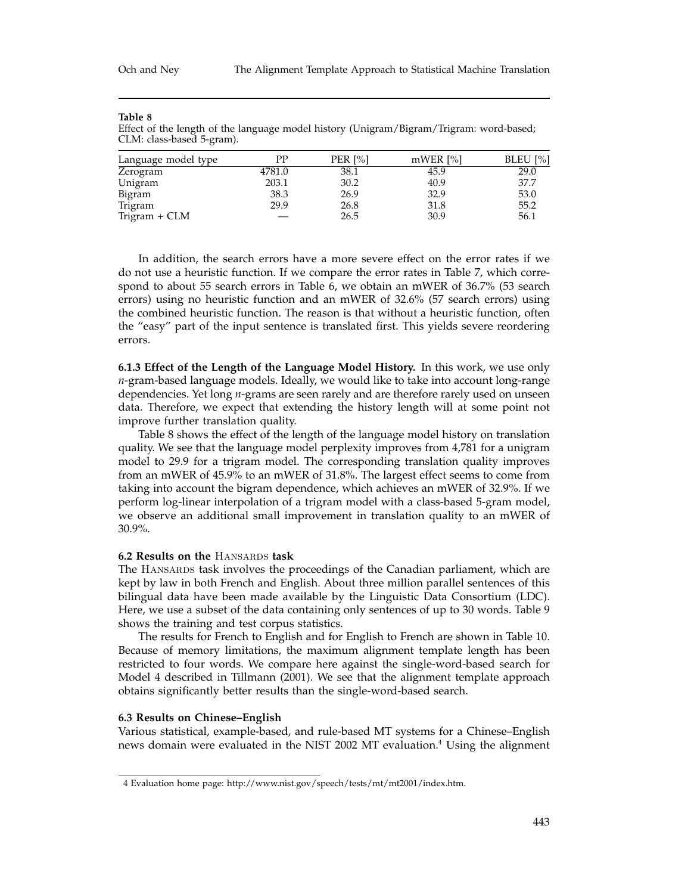**Table 8**
Effect of the length of the language model history (Unigram/Bigram/Trigram: word-based; CLM: class-based 5-gram).

| Language model type | PP | PER [%] | mWER [%] | BLEU [%] |
|---|---|---|---|---|
| Zerogram | 4781.0 | 38.1 | 45.9 | 29.0 |
| Unigram | 203.1 | 30.2 | 40.9 | 37.7 |
| Bigram | 38.3 | 26.9 | 32.9 | 53.0 |
| Trigram | 29.9 | 26.8 | 31.8 | 55.2 |
| Trigram + CLM | — | 26.5 | 30.9 | 56.1 |

In addition, the search errors have a more severe effect on the error rates if we do not use a heuristic function. If we compare the error rates in Table 7, which correspond to about 55 search errors in Table 6, we obtain an mWER of 36.7% (53 search errors) using no heuristic function and an mWER of 32.6% (57 search errors) using the combined heuristic function. The reason is that without a heuristic function, often the "easy" part of the input sentence is translated first. This yields severe reordering errors.

**6.1.3 Effect of the Length of the Language Model History.** In this work, we use only *n*-gram-based language models. Ideally, we would like to take into account long-range dependencies. Yet long *n*-grams are seen rarely and are therefore rarely used on unseen data. Therefore, we expect that extending the history length will at some point not improve further translation quality.

Table 8 shows the effect of the length of the language model history on translation quality. We see that the language model perplexity improves from 4,781 for a unigram model to 29.9 for a trigram model. The corresponding translation quality improves from an mWER of 45.9% to an mWER of 31.8%. The largest effect seems to come from taking into account the bigram dependence, which achieves an mWER of 32.9%. If we perform log-linear interpolation of a trigram model with a class-based 5-gram model, we observe an additional small improvement in translation quality to an mWER of 30.9%.

### 6.2 Results on the Hansards task

The Hansards task involves the proceedings of the Canadian parliament, which are kept by law in both French and English. About three million parallel sentences of this bilingual data have been made available by the Linguistic Data Consortium (LDC). Here, we use a subset of the data containing only sentences of up to 30 words. Table 9 shows the training and test corpus statistics.

The results for French to English and for English to French are shown in Table 10. Because of memory limitations, the maximum alignment template length has been restricted to four words. We compare here against the single-word-based search for Model 4 described in Tillmann (2001). We see that the alignment template approach obtains significantly better results than the single-word-based search.

### 6.3 Results on Chinese–English

Various statistical, example-based, and rule-based MT systems for a Chinese–English news domain were evaluated in the NIST 2002 MT evaluation.[4] Using the alignment

4 Evaluation home page: http://www.nist.gov/speech/tests/mt/mt2001/index.htm.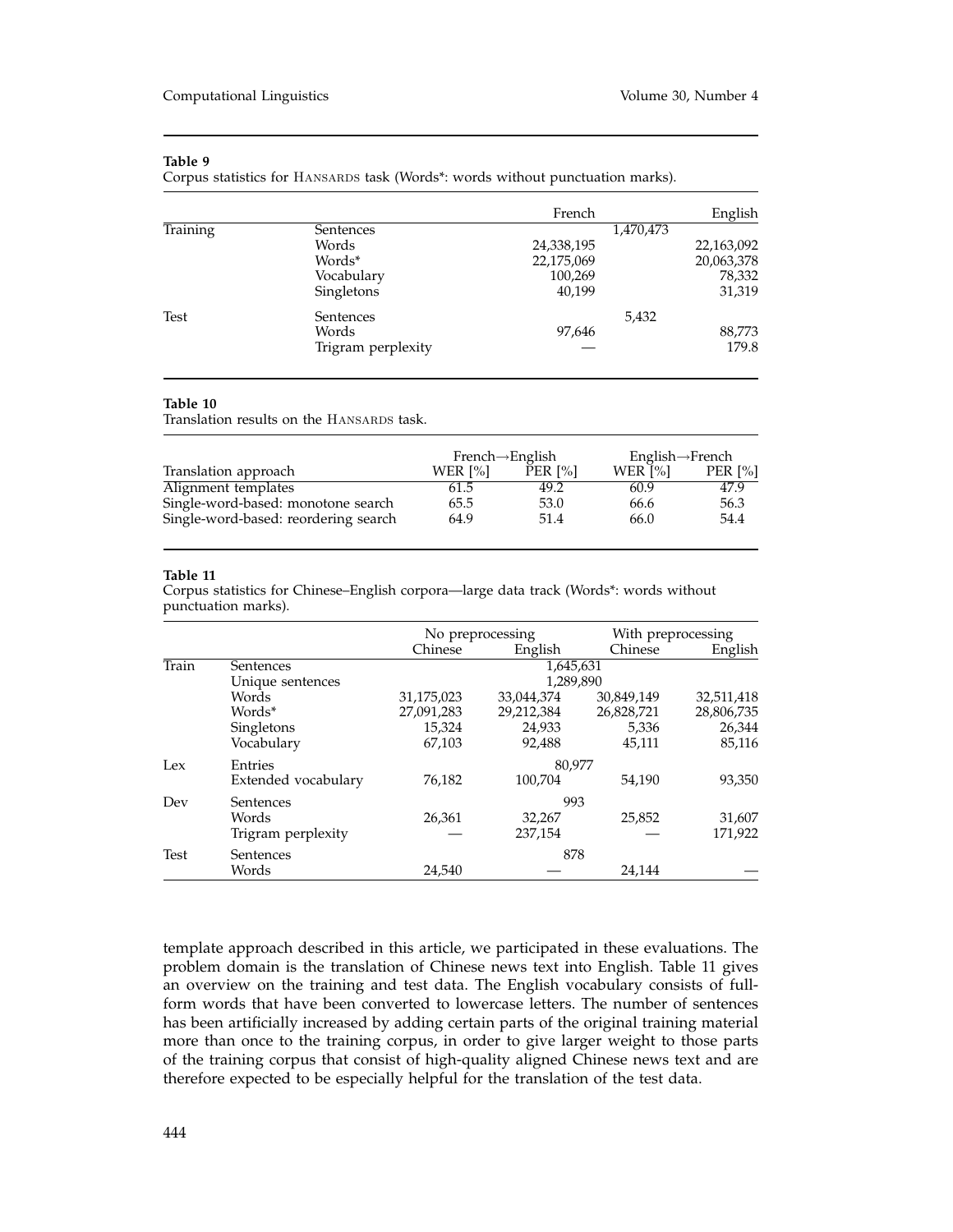**Table 9**
Corpus statistics for HANSARDS task (Words*: words without punctuation marks).

| | | French | English |
|---|---|---|---|
| Training | Sentences | 1,470,473 | |
| | Words | 24,338,195 | 22,163,092 |
| | Words* | 22,175,069 | 20,063,378 |
| | Vocabulary | 100,269 | 78,332 |
| | Singletons | 40,199 | 31,319 |
| Test | Sentences | 5,432 | |
| | Words | 97,646 | 88,773 |
| | Trigram perplexity | — | 179.8 |

**Table 10**
Translation results on the HANSARDS task.

| | French→English | | English→French | |
|---|---|---|---|---|
| Translation approach | WER [%] | PER [%] | WER [%] | PER [%] |
| Alignment templates | 61.5 | 49.2 | 60.9 | 47.9 |
| Single-word-based: monotone search | 65.5 | 53.0 | 66.6 | 56.3 |
| Single-word-based: reordering search | 64.9 | 51.4 | 66.0 | 54.4 |

**Table 11**
Corpus statistics for Chinese–English corpora—large data track (Words*: words without punctuation marks).

| | | No preprocessing | | With preprocessing | |
|---|---|---|---|---|---|
| | | Chinese | English | Chinese | English |
| Train | Sentences | 1,645,631 | | | |
| | Unique sentences | 1,289,890 | | | |
| | Words | 31,175,023 | 33,044,374 | 30,849,149 | 32,511,418 |
| | Words* | 27,091,283 | 29,212,384 | 26,828,721 | 28,806,735 |
| | Singletons | 15,324 | 24,933 | 5,336 | 26,344 |
| | Vocabulary | 67,103 | 92,488 | 45,111 | 85,116 |
| Lex | Entries | 80,977 | | | |
| | Extended vocabulary | 76,182 | 100,704 | 54,190 | 93,350 |
| Dev | Sentences | 993 | | | |
| | Words | 26,361 | 32,267 | 25,852 | 31,607 |
| | Trigram perplexity | — | 237,154 | — | 171,922 |
| Test | Sentences | 878 | | | |
| | Words | 24,540 | — | 24,144 | — |

template approach described in this article, we participated in these evaluations. The problem domain is the translation of Chinese news text into English. Table 11 gives an overview on the training and test data. The English vocabulary consists of full-form words that have been converted to lowercase letters. The number of sentences has been artificially increased by adding certain parts of the original training material more than once to the training corpus, in order to give larger weight to those parts of the training corpus that consist of high-quality aligned Chinese news text and are therefore expected to be especially helpful for the translation of the test data.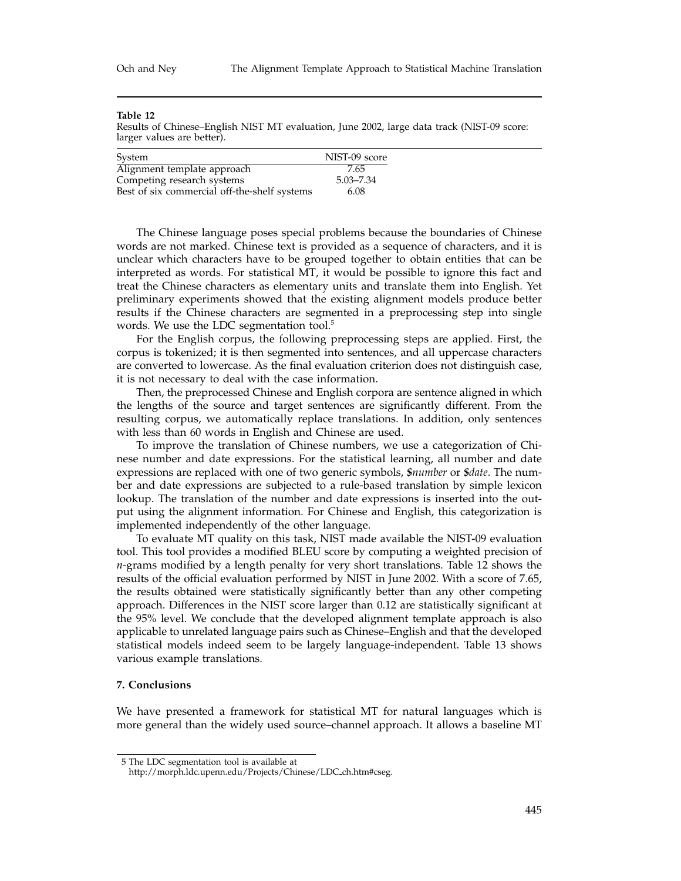**Table 12**
Results of Chinese–English NIST MT evaluation, June 2002, large data track (NIST-09 score: larger values are better).

| System | NIST-09 score |
|---|---|
| Alignment template approach | 7.65 |
| Competing research systems | 5.03–7.34 |
| Best of six commercial off-the-shelf systems | 6.08 |

The Chinese language poses special problems because the boundaries of Chinese words are not marked. Chinese text is provided as a sequence of characters, and it is unclear which characters have to be grouped together to obtain entities that can be interpreted as words. For statistical MT, it would be possible to ignore this fact and treat the Chinese characters as elementary units and translate them into English. Yet preliminary experiments showed that the existing alignment models produce better results if the Chinese characters are segmented in a preprocessing step into single words. We use the LDC segmentation tool.[5]

For the English corpus, the following preprocessing steps are applied. First, the corpus is tokenized; it is then segmented into sentences, and all uppercase characters are converted to lowercase. As the final evaluation criterion does not distinguish case, it is not necessary to deal with the case information.

Then, the preprocessed Chinese and English corpora are sentence aligned in which the lengths of the source and target sentences are significantly different. From the resulting corpus, we automatically replace translations. In addition, only sentences with less than 60 words in English and Chinese are used.

To improve the translation of Chinese numbers, we use a categorization of Chinese number and date expressions. For the statistical learning, all number and date expressions are replaced with one of two generic symbols, *$number* or *$date*. The number and date expressions are subjected to a rule-based translation by simple lexicon lookup. The translation of the number and date expressions is inserted into the output using the alignment information. For Chinese and English, this categorization is implemented independently of the other language.

To evaluate MT quality on this task, NIST made available the NIST-09 evaluation tool. This tool provides a modified BLEU score by computing a weighted precision of $n$-grams modified by a length penalty for very short translations. Table 12 shows the results of the official evaluation performed by NIST in June 2002. With a score of 7.65, the results obtained were statistically significantly better than any other competing approach. Differences in the NIST score larger than 0.12 are statistically significant at the 95% level. We conclude that the developed alignment template approach is also applicable to unrelated language pairs such as Chinese–English and that the developed statistical models indeed seem to be largely language-independent. Table 13 shows various example translations.

## 7. Conclusions

We have presented a framework for statistical MT for natural languages which is more general than the widely used source–channel approach. It allows a baseline MT

---

5 The LDC segmentation tool is available at http://morph.ldc.upenn.edu/Projects/Chinese/LDC_ch.htm#cseg.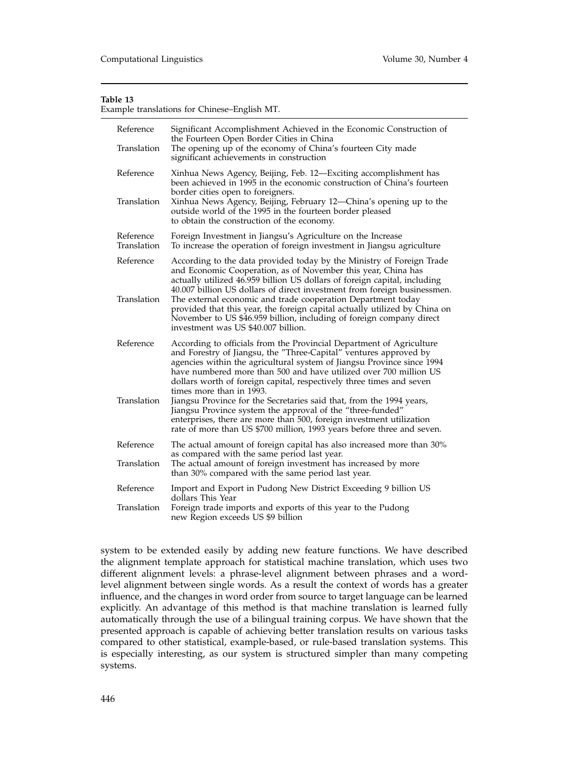**Table 13**
Example translations for Chinese–English MT.

| | |
|---|---|
| Reference | Significant Accomplishment Achieved in the Economic Construction of the Fourteen Open Border Cities in China |
| Translation | The opening up of the economy of China's fourteen City made significant achievements in construction |
| Reference | Xinhua News Agency, Beijing, Feb. 12—Exciting accomplishment has been achieved in 1995 in the economic construction of China's fourteen border cities open to foreigners. |
| Translation | Xinhua News Agency, Beijing, February 12—China's opening up to the outside world of the 1995 in the fourteen border pleased to obtain the construction of the economy. |
| Reference | Foreign Investment in Jiangsu's Agriculture on the Increase |
| Translation | To increase the operation of foreign investment in Jiangsu agriculture |
| Reference | According to the data provided today by the Ministry of Foreign Trade and Economic Cooperation, as of November this year, China has actually utilized 46.959 billion US dollars of foreign capital, including 40.007 billion US dollars of direct investment from foreign businessmen. |
| Translation | The external economic and trade cooperation Department today provided that this year, the foreign capital actually utilized by China on November to US \$46.959 billion, including of foreign company direct investment was US \$40.007 billion. |
| Reference | According to officials from the Provincial Department of Agriculture and Forestry of Jiangsu, the "Three-Capital" ventures approved by agencies within the agricultural system of Jiangsu Province since 1994 have numbered more than 500 and have utilized over 700 million US dollars worth of foreign capital, respectively three times and seven times more than in 1993. |
| Translation | Jiangsu Province for the Secretaries said that, from the 1994 years, Jiangsu Province system the approval of the "three-funded" enterprises, there are more than 500, foreign investment utilization rate of more than US \$700 million, 1993 years before three and seven. |
| Reference | The actual amount of foreign capital has also increased more than 30% as compared with the same period last year. |
| Translation | The actual amount of foreign investment has increased by more than 30% compared with the same period last year. |
| Reference | Import and Export in Pudong New District Exceeding 9 billion US dollars This Year |
| Translation | Foreign trade imports and exports of this year to the Pudong new Region exceeds US \$9 billion |

system to be extended easily by adding new feature functions. We have described the alignment template approach for statistical machine translation, which uses two different alignment levels: a phrase-level alignment between phrases and a word-level alignment between single words. As a result the context of words has a greater influence, and the changes in word order from source to target language can be learned explicitly. An advantage of this method is that machine translation is learned fully automatically through the use of a bilingual training corpus. We have shown that the presented approach is capable of achieving better translation results on various tasks compared to other statistical, example-based, or rule-based translation systems. This is especially interesting, as our system is structured simpler than many competing systems.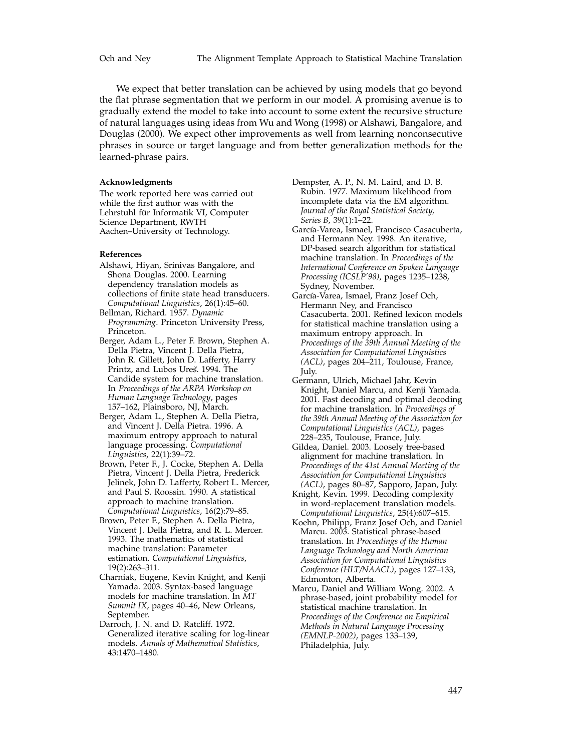We expect that better translation can be achieved by using models that go beyond the flat phrase segmentation that we perform in our model. A promising avenue is to gradually extend the model to take into account to some extent the recursive structure of natural languages using ideas from Wu and Wong (1998) or Alshawi, Bangalore, and Douglas (2000). We expect other improvements as well from learning nonconsecutive phrases in source or target language and from better generalization methods for the learned-phrase pairs.

#### Acknowledgments

The work reported here was carried out while the first author was with the Lehrstuhl für Informatik VI, Computer Science Department, RWTH Aachen–University of Technology.

#### References

Alshawi, Hiyan, Srinivas Bangalore, and Shona Douglas. 2000. Learning dependency translation models as collections of finite state head transducers. *Computational Linguistics*, 26(1):45–60.

Bellman, Richard. 1957. *Dynamic Programming*. Princeton University Press, Princeton.

Berger, Adam L., Peter F. Brown, Stephen A. Della Pietra, Vincent J. Della Pietra, John R. Gillett, John D. Lafferty, Harry Printz, and Lubos Ureš. 1994. The Candide system for machine translation. In *Proceedings of the ARPA Workshop on Human Language Technology*, pages 157–162, Plainsboro, NJ, March.

Berger, Adam L., Stephen A. Della Pietra, and Vincent J. Della Pietra. 1996. A maximum entropy approach to natural language processing. *Computational Linguistics*, 22(1):39–72.

Brown, Peter F., J. Cocke, Stephen A. Della Pietra, Vincent J. Della Pietra, Frederick Jelinek, John D. Lafferty, Robert L. Mercer, and Paul S. Roossin. 1990. A statistical approach to machine translation. *Computational Linguistics*, 16(2):79–85.

Brown, Peter F., Stephen A. Della Pietra, Vincent J. Della Pietra, and R. L. Mercer. 1993. The mathematics of statistical machine translation: Parameter estimation. *Computational Linguistics*, 19(2):263–311.

Charniak, Eugene, Kevin Knight, and Kenji Yamada. 2003. Syntax-based language models for machine translation. In *MT Summit IX*, pages 40–46, New Orleans, September.

Darroch, J. N. and D. Ratcliff. 1972. Generalized iterative scaling for log-linear models. *Annals of Mathematical Statistics*, 43:1470–1480.

Dempster, A. P., N. M. Laird, and D. B. Rubin. 1977. Maximum likelihood from incomplete data via the EM algorithm. *Journal of the Royal Statistical Society, Series B*, 39(1):1–22.

García-Varea, Ismael, Francisco Casacuberta, and Hermann Ney. 1998. An iterative, DP-based search algorithm for statistical machine translation. In *Proceedings of the International Conference on Spoken Language Processing (ICSLP'98)*, pages 1235–1238, Sydney, November.

García-Varea, Ismael, Franz Josef Och, Hermann Ney, and Francisco Casacuberta. 2001. Refined lexicon models for statistical machine translation using a maximum entropy approach. In *Proceedings of the 39th Annual Meeting of the Association for Computational Linguistics (ACL)*, pages 204–211, Toulouse, France, July.

Germann, Ulrich, Michael Jahr, Kevin Knight, Daniel Marcu, and Kenji Yamada. 2001. Fast decoding and optimal decoding for machine translation. In *Proceedings of the 39th Annual Meeting of the Association for Computational Linguistics (ACL)*, pages 228–235, Toulouse, France, July.

Gildea, Daniel. 2003. Loosely tree-based alignment for machine translation. In *Proceedings of the 41st Annual Meeting of the Association for Computational Linguistics (ACL)*, pages 80–87, Sapporo, Japan, July.

Knight, Kevin. 1999. Decoding complexity in word-replacement translation models. *Computational Linguistics*, 25(4):607–615.

Koehn, Philipp, Franz Josef Och, and Daniel Marcu. 2003. Statistical phrase-based translation. In *Proceedings of the Human Language Technology and North American Association for Computational Linguistics Conference (HLT/NAACL)*, pages 127–133, Edmonton, Alberta.

Marcu, Daniel and William Wong. 2002. A phrase-based, joint probability model for statistical machine translation. In *Proceedings of the Conference on Empirical Methods in Natural Language Processing (EMNLP-2002)*, pages 133–139, Philadelphia, July.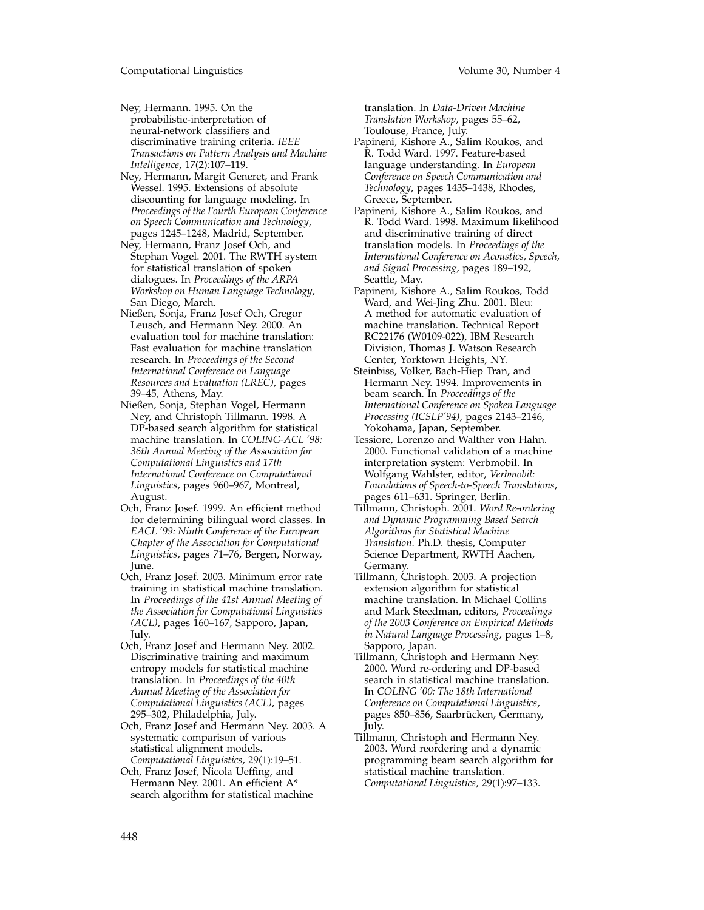Ney, Hermann. 1995. On the probabilistic-interpretation of neural-network classifiers and discriminative training criteria. *IEEE Transactions on Pattern Analysis and Machine Intelligence*, 17(2):107–119.

Ney, Hermann, Margit Generet, and Frank Wessel. 1995. Extensions of absolute discounting for language modeling. In *Proceedings of the Fourth European Conference on Speech Communication and Technology*, pages 1245–1248, Madrid, September.

Ney, Hermann, Franz Josef Och, and Stephan Vogel. 2001. The RWTH system for statistical translation of spoken dialogues. In *Proceedings of the ARPA Workshop on Human Language Technology*, San Diego, March.

Nießen, Sonja, Franz Josef Och, Gregor Leusch, and Hermann Ney. 2000. An evaluation tool for machine translation: Fast evaluation for machine translation research. In *Proceedings of the Second International Conference on Language Resources and Evaluation (LREC)*, pages 39–45, Athens, May.

Nießen, Sonja, Stephan Vogel, Hermann Ney, and Christoph Tillmann. 1998. A DP-based search algorithm for statistical machine translation. In *COLING-ACL '98: 36th Annual Meeting of the Association for Computational Linguistics and 17th International Conference on Computational Linguistics*, pages 960–967, Montreal, August.

Och, Franz Josef. 1999. An efficient method for determining bilingual word classes. In *EACL '99: Ninth Conference of the European Chapter of the Association for Computational Linguistics*, pages 71–76, Bergen, Norway, June.

Och, Franz Josef. 2003. Minimum error rate training in statistical machine translation. In *Proceedings of the 41st Annual Meeting of the Association for Computational Linguistics (ACL)*, pages 160–167, Sapporo, Japan, July.

Och, Franz Josef and Hermann Ney. 2002. Discriminative training and maximum entropy models for statistical machine translation. In *Proceedings of the 40th Annual Meeting of the Association for Computational Linguistics (ACL)*, pages 295–302, Philadelphia, July.

Och, Franz Josef and Hermann Ney. 2003. A systematic comparison of various statistical alignment models. *Computational Linguistics*, 29(1):19–51.

Och, Franz Josef, Nicola Ueffing, and Hermann Ney. 2001. An efficient A* search algorithm for statistical machine translation. In *Data-Driven Machine Translation Workshop*, pages 55–62, Toulouse, France, July.

Papineni, Kishore A., Salim Roukos, and R. Todd Ward. 1997. Feature-based language understanding. In *European Conference on Speech Communication and Technology*, pages 1435–1438, Rhodes, Greece, September.

Papineni, Kishore A., Salim Roukos, and R. Todd Ward. 1998. Maximum likelihood and discriminative training of direct translation models. In *Proceedings of the International Conference on Acoustics, Speech, and Signal Processing*, pages 189–192, Seattle, May.

Papineni, Kishore A., Salim Roukos, Todd Ward, and Wei-Jing Zhu. 2001. Bleu: A method for automatic evaluation of machine translation. Technical Report RC22176 (W0109-022), IBM Research Division, Thomas J. Watson Research Center, Yorktown Heights, NY.

Steinbiss, Volker, Bach-Hiep Tran, and Hermann Ney. 1994. Improvements in beam search. In *Proceedings of the International Conference on Spoken Language Processing (ICSLP'94)*, pages 2143–2146, Yokohama, Japan, September.

Tessiore, Lorenzo and Walther von Hahn. 2000. Functional validation of a machine interpretation system: Verbmobil. In Wolfgang Wahlster, editor, *Verbmobil: Foundations of Speech-to-Speech Translations*, pages 611–631. Springer, Berlin.

Tillmann, Christoph. 2001. *Word Re-ordering and Dynamic Programming Based Search Algorithms for Statistical Machine Translation*. Ph.D. thesis, Computer Science Department, RWTH Aachen, Germany.

Tillmann, Christoph. 2003. A projection extension algorithm for statistical machine translation. In Michael Collins and Mark Steedman, editors, *Proceedings of the 2003 Conference on Empirical Methods in Natural Language Processing*, pages 1–8, Sapporo, Japan.

Tillmann, Christoph and Hermann Ney. 2000. Word re-ordering and DP-based search in statistical machine translation. In *COLING '00: The 18th International Conference on Computational Linguistics*, pages 850–856, Saarbrücken, Germany, July.

Tillmann, Christoph and Hermann Ney. 2003. Word reordering and a dynamic programming beam search algorithm for statistical machine translation. *Computational Linguistics*, 29(1):97–133.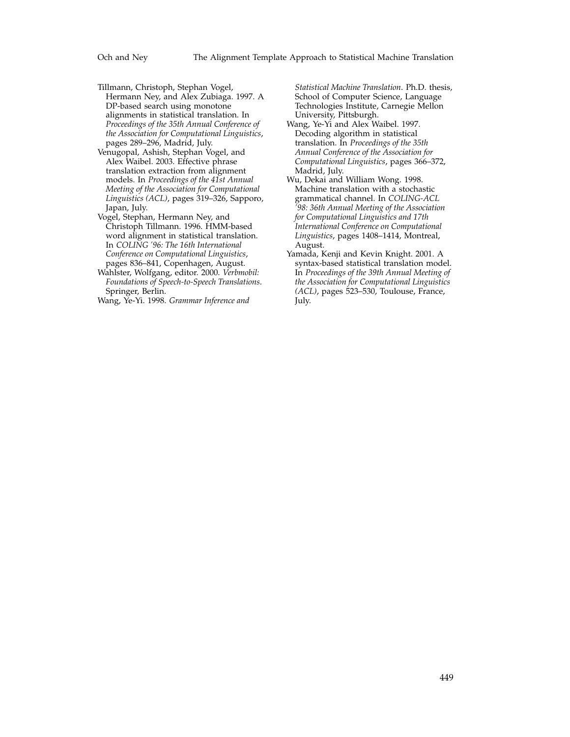Tillmann, Christoph, Stephan Vogel, Hermann Ney, and Alex Zubiaga. 1997. A DP-based search using monotone alignments in statistical translation. In *Proceedings of the 35th Annual Conference of the Association for Computational Linguistics*, pages 289–296, Madrid, July.

Venugopal, Ashish, Stephan Vogel, and Alex Waibel. 2003. Effective phrase translation extraction from alignment models. In *Proceedings of the 41st Annual Meeting of the Association for Computational Linguistics (ACL)*, pages 319–326, Sapporo, Japan, July.

Vogel, Stephan, Hermann Ney, and Christoph Tillmann. 1996. HMM-based word alignment in statistical translation. In *COLING '96: The 16th International Conference on Computational Linguistics*, pages 836–841, Copenhagen, August.

Wahlster, Wolfgang, editor. 2000. *Verbmobil: Foundations of Speech-to-Speech Translations*. Springer, Berlin.

Wang, Ye-Yi. 1998. *Grammar Inference and Statistical Machine Translation*. Ph.D. thesis, School of Computer Science, Language Technologies Institute, Carnegie Mellon University, Pittsburgh.

Wang, Ye-Yi and Alex Waibel. 1997. Decoding algorithm in statistical translation. In *Proceedings of the 35th Annual Conference of the Association for Computational Linguistics*, pages 366–372, Madrid, July.

Wu, Dekai and William Wong. 1998. Machine translation with a stochastic grammatical channel. In *COLING-ACL '98: 36th Annual Meeting of the Association for Computational Linguistics and 17th International Conference on Computational Linguistics*, pages 1408–1414, Montreal, August.

Yamada, Kenji and Kevin Knight. 2001. A syntax-based statistical translation model. In *Proceedings of the 39th Annual Meeting of the Association for Computational Linguistics (ACL)*, pages 523–530, Toulouse, France, July.